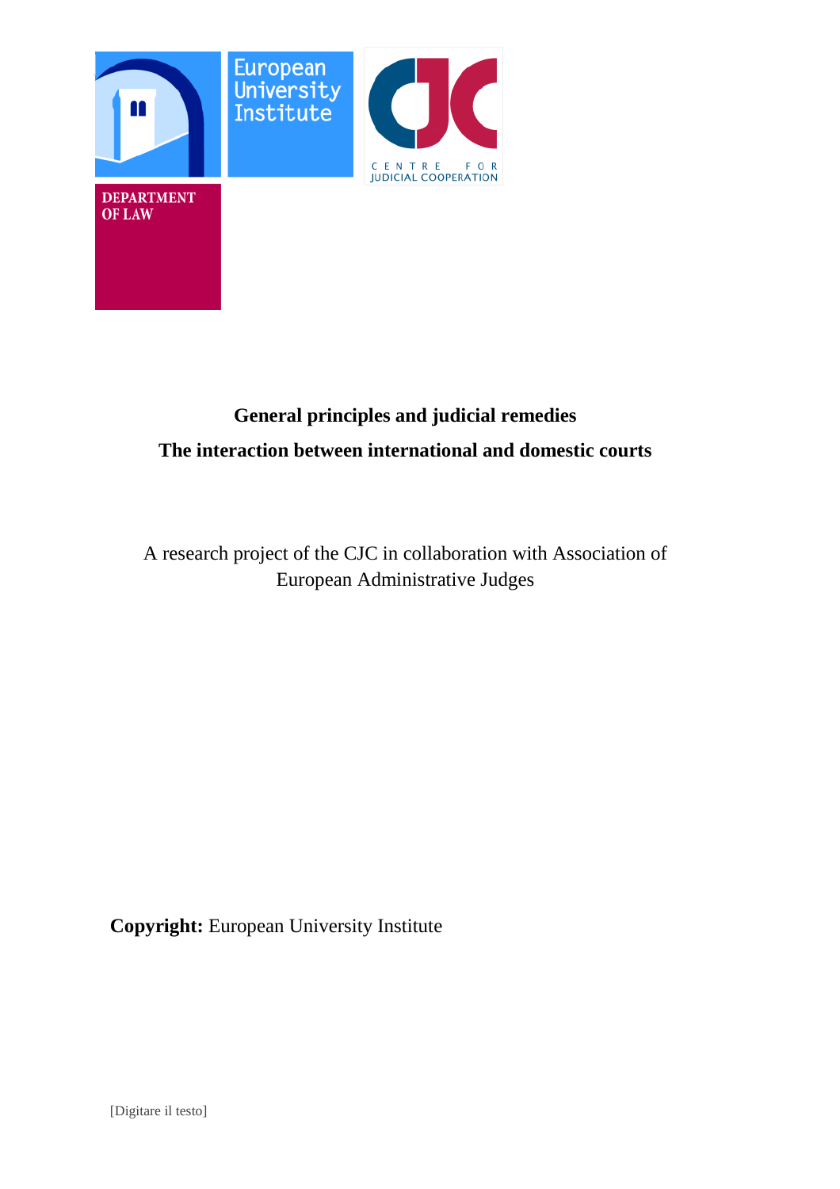# General principles and judicial remedies

## The interaction between international and domestic courts

A research project of the CJC in collaboration with Association of European Administrative Judges

**Copyright:** European University Institute

[Digitare il testo]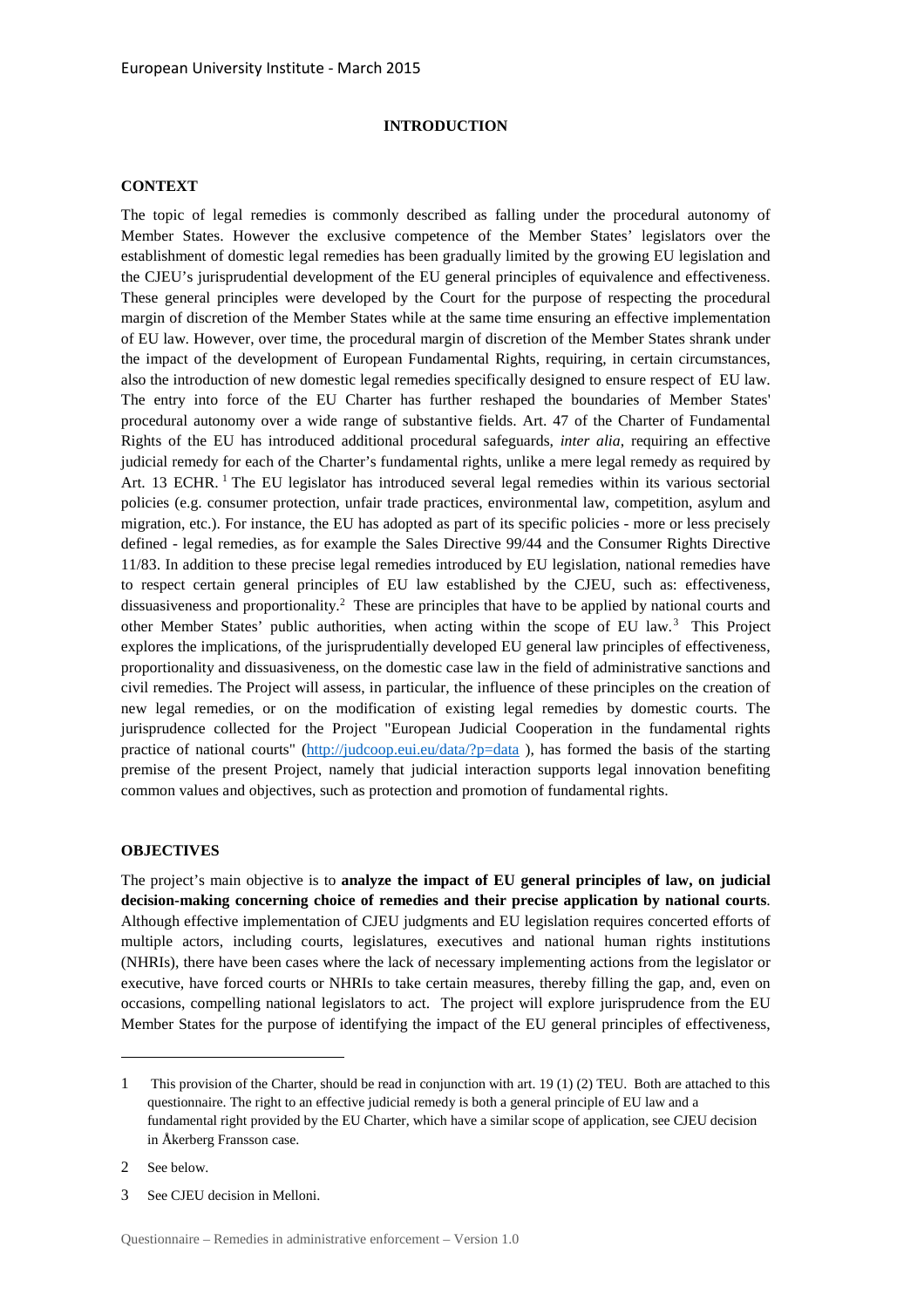## INTRODUCTION

### CONTEXT

The topic of legal remedies is commonly described as falling under the procedural autonomy of Member States. However the exclusive competence of the Member States' legislators over the establishment of domestic legal remedies has been gradually limited by the growing EU legislation and the CJEU's jurisprudential development of the EU general principles of equivalence and effectiveness. These general principles were developed by the Court for the purpose of respecting the procedural margin of discretion of the Member States while at the same time ensuring an effective implementation of EU law. However, over time, the procedural margin of discretion of the Member States shrank under the impact of the development of European Fundamental Rights, requiring, in certain circumstances, also the introduction of new domestic legal remedies specifically designed to ensure respect of EU law. The entry into force of the EU Charter has further reshaped the boundaries of Member States' procedural autonomy over a wide range of substantive fields. Art. 47 of the Charter of Fundamental Rights of the EU has introduced additional procedural safeguards, *inter alia*, requiring an effective judicial remedy for each of the Charter's fundamental rights, unlike a mere legal remedy as required by Art. 13 ECHR.[1] The EU legislator has introduced several legal remedies within its various sectorial policies (e.g. consumer protection, unfair trade practices, environmental law, competition, asylum and migration, etc.). For instance, the EU has adopted as part of its specific policies - more or less precisely defined - legal remedies, as for example the Sales Directive 99/44 and the Consumer Rights Directive 11/83. In addition to these precise legal remedies introduced by EU legislation, national remedies have to respect certain general principles of EU law established by the CJEU, such as: effectiveness, dissuasiveness and proportionality.[2] These are principles that have to be applied by national courts and other Member States' public authorities, when acting within the scope of EU law.[3] This Project explores the implications, of the jurisprudentially developed EU general law principles of effectiveness, proportionality and dissuasiveness, on the domestic case law in the field of administrative sanctions and civil remedies. The Project will assess, in particular, the influence of these principles on the creation of new legal remedies, or on the modification of existing legal remedies by domestic courts. The jurisprudence collected for the Project "European Judicial Cooperation in the fundamental rights practice of national courts" (http://judcoop.eui.eu/data/?p=data ), has formed the basis of the starting premise of the present Project, namely that judicial interaction supports legal innovation benefiting common values and objectives, such as protection and promotion of fundamental rights.

### OBJECTIVES

The project's main objective is to **analyze the impact of EU general principles of law, on judicial decision-making concerning choice of remedies and their precise application by national courts**. Although effective implementation of CJEU judgments and EU legislation requires concerted efforts of multiple actors, including courts, legislatures, executives and national human rights institutions (NHRIs), there have been cases where the lack of necessary implementing actions from the legislator or executive, have forced courts or NHRIs to take certain measures, thereby filling the gap, and, even on occasions, compelling national legislators to act. The project will explore jurisprudence from the EU Member States for the purpose of identifying the impact of the EU general principles of effectiveness,

---

1 This provision of the Charter, should be read in conjunction with art. 19 (1) (2) TEU. Both are attached to this questionnaire. The right to an effective judicial remedy is both a general principle of EU law and a fundamental right provided by the EU Charter, which have a similar scope of application, see CJEU decision in Åkerberg Fransson case.

2 See below.

3 See CJEU decision in Melloni.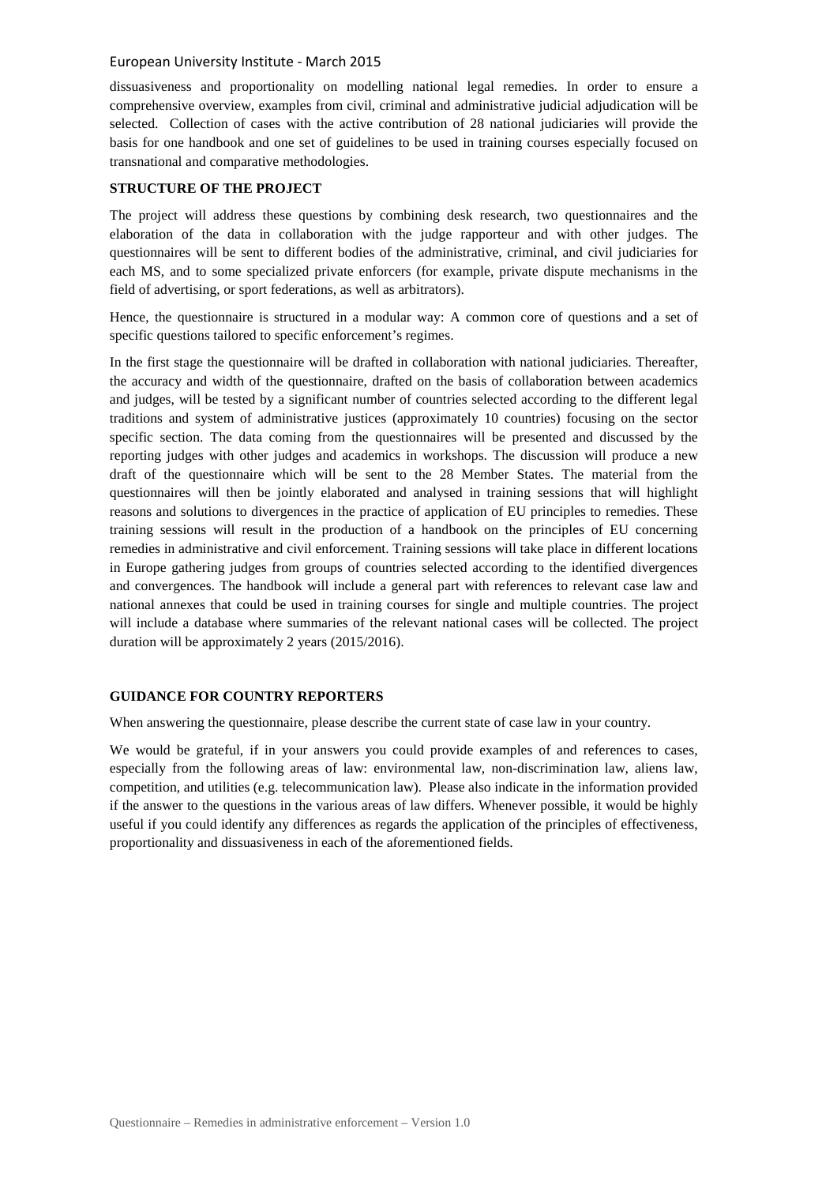dissuasiveness and proportionality on modelling national legal remedies. In order to ensure a comprehensive overview, examples from civil, criminal and administrative judicial adjudication will be selected. Collection of cases with the active contribution of 28 national judiciaries will provide the basis for one handbook and one set of guidelines to be used in training courses especially focused on transnational and comparative methodologies.

**STRUCTURE OF THE PROJECT**

The project will address these questions by combining desk research, two questionnaires and the elaboration of the data in collaboration with the judge rapporteur and with other judges. The questionnaires will be sent to different bodies of the administrative, criminal, and civil judiciaries for each MS, and to some specialized private enforcers (for example, private dispute mechanisms in the field of advertising, or sport federations, as well as arbitrators).

Hence, the questionnaire is structured in a modular way: A common core of questions and a set of specific questions tailored to specific enforcement's regimes.

In the first stage the questionnaire will be drafted in collaboration with national judiciaries. Thereafter, the accuracy and width of the questionnaire, drafted on the basis of collaboration between academics and judges, will be tested by a significant number of countries selected according to the different legal traditions and system of administrative justices (approximately 10 countries) focusing on the sector specific section. The data coming from the questionnaires will be presented and discussed by the reporting judges with other judges and academics in workshops. The discussion will produce a new draft of the questionnaire which will be sent to the 28 Member States. The material from the questionnaires will then be jointly elaborated and analysed in training sessions that will highlight reasons and solutions to divergences in the practice of application of EU principles to remedies. These training sessions will result in the production of a handbook on the principles of EU concerning remedies in administrative and civil enforcement. Training sessions will take place in different locations in Europe gathering judges from groups of countries selected according to the identified divergences and convergences. The handbook will include a general part with references to relevant case law and national annexes that could be used in training courses for single and multiple countries. The project will include a database where summaries of the relevant national cases will be collected. The project duration will be approximately 2 years (2015/2016).

**GUIDANCE FOR COUNTRY REPORTERS**

When answering the questionnaire, please describe the current state of case law in your country.

We would be grateful, if in your answers you could provide examples of and references to cases, especially from the following areas of law: environmental law, non-discrimination law, aliens law, competition, and utilities (e.g. telecommunication law). Please also indicate in the information provided if the answer to the questions in the various areas of law differs. Whenever possible, it would be highly useful if you could identify any differences as regards the application of the principles of effectiveness, proportionality and dissuasiveness in each of the aforementioned fields.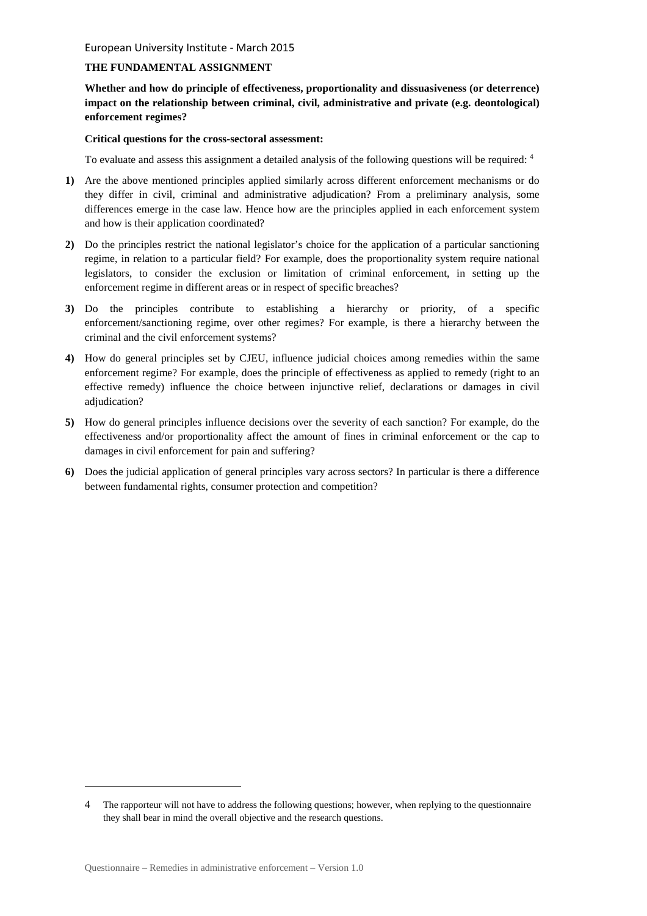European University Institute - March 2015

**THE FUNDAMENTAL ASSIGNMENT**

**Whether and how do principle of effectiveness, proportionality and dissuasiveness (or deterrence) impact on the relationship between criminal, civil, administrative and private (e.g. deontological) enforcement regimes?**

**Critical questions for the cross-sectoral assessment:**

To evaluate and assess this assignment a detailed analysis of the following questions will be required: [4]

1) Are the above mentioned principles applied similarly across different enforcement mechanisms or do they differ in civil, criminal and administrative adjudication? From a preliminary analysis, some differences emerge in the case law. Hence how are the principles applied in each enforcement system and how is their application coordinated?

2) Do the principles restrict the national legislator's choice for the application of a particular sanctioning regime, in relation to a particular field? For example, does the proportionality system require national legislators, to consider the exclusion or limitation of criminal enforcement, in setting up the enforcement regime in different areas or in respect of specific breaches?

3) Do the principles contribute to establishing a hierarchy or priority, of a specific enforcement/sanctioning regime, over other regimes? For example, is there a hierarchy between the criminal and the civil enforcement systems?

4) How do general principles set by CJEU, influence judicial choices among remedies within the same enforcement regime? For example, does the principle of effectiveness as applied to remedy (right to an effective remedy) influence the choice between injunctive relief, declarations or damages in civil adjudication?

5) How do general principles influence decisions over the severity of each sanction? For example, do the effectiveness and/or proportionality affect the amount of fines in criminal enforcement or the cap to damages in civil enforcement for pain and suffering?

6) Does the judicial application of general principles vary across sectors? In particular is there a difference between fundamental rights, consumer protection and competition?

---

4 The rapporteur will not have to address the following questions; however, when replying to the questionnaire they shall bear in mind the overall objective and the research questions.

Questionnaire – Remedies in administrative enforcement – Version 1.0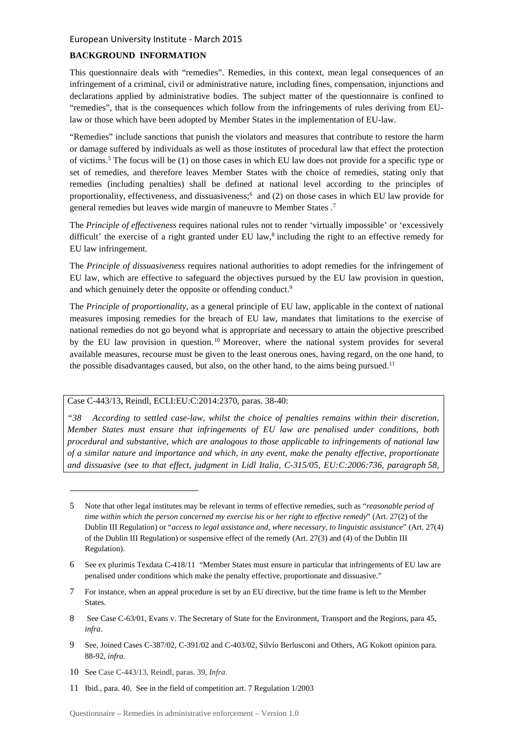## BACKGROUND INFORMATION

This questionnaire deals with "remedies". Remedies, in this context, mean legal consequences of an infringement of a criminal, civil or administrative nature, including fines, compensation, injunctions and declarations applied by administrative bodies. The subject matter of the questionnaire is confined to "remedies", that is the consequences which follow from the infringements of rules deriving from EU-law or those which have been adopted by Member States in the implementation of EU-law.

"Remedies" include sanctions that punish the violators and measures that contribute to restore the harm or damage suffered by individuals as well as those institutes of procedural law that effect the protection of victims.[5] The focus will be (1) on those cases in which EU law does not provide for a specific type or set of remedies, and therefore leaves Member States with the choice of remedies, stating only that remedies (including penalties) shall be defined at national level according to the principles of proportionality, effectiveness, and dissuasiveness;[6] and (2) on those cases in which EU law provide for general remedies but leaves wide margin of maneuvre to Member States .[7]

The *Principle of effectiveness* requires national rules not to render 'virtually impossible' or 'excessively difficult' the exercise of a right granted under EU law,[8] including the right to an effective remedy for EU law infringement.

The *Principle of dissuasiveness* requires national authorities to adopt remedies for the infringement of EU law, which are effective to safeguard the objectives pursued by the EU law provision in question, and which genuinely deter the opposite or offending conduct.[9]

The *Principle of proportionality*, as a general principle of EU law, applicable in the context of national measures imposing remedies for the breach of EU law, mandates that limitations to the exercise of national remedies do not go beyond what is appropriate and necessary to attain the objective prescribed by the EU law provision in question.[10] Moreover, where the national system provides for several available measures, recourse must be given to the least onerous ones, having regard, on the one hand, to the possible disadvantages caused, but also, on the other hand, to the aims being pursued.[11]

Case C-443/13, Reindl, ECLI:EU:C:2014:2370, paras. 38-40:

"*38 According to settled case-law, whilst the choice of penalties remains within their discretion, Member States must ensure that infringements of EU law are penalised under conditions, both procedural and substantive, which are analogous to those applicable to infringements of national law of a similar nature and importance and which, in any event, make the penalty effective, proportionate and dissuasive (see to that effect, judgment in Lidl Italia, C-315/05, EU:C:2006:736, paragraph 58,*

---

5 Note that other legal institutes may be relevant in terms of effective remedies, such as "*reasonable period of time within which the person concerned my exercise his or her right to effective remedy*" (Art. 27(2) of the Dublin III Regulation) or "*access to legal assistance and, where necessary, to linguistic assistance*" (Art. 27(4) of the Dublin III Regulation) or suspensive effect of the remedy (Art. 27(3) and (4) of the Dublin III Regulation).

6 See ex plurimis Texdata C-418/11 "Member States must ensure in particular that infringements of EU law are penalised under conditions which make the penalty effective, proportionate and dissuasive."

7 For instance, when an appeal procedure is set by an EU directive, but the time frame is left to the Member States.

8 See Case C-63/01, Evans v. The Secretary of State for the Environment, Transport and the Regions, para 45, *infra*.

9 See, Joined Cases C-387/02, C-391/02 and C-403/02, Silvio Berlusconi and Others, AG Kokott opinion para. 88-92, *infra*.

10 See Case C-443/13, Reindl, paras. 39, *Infra*.

11 Ibid., para. 40. See in the field of competition art. 7 Regulation 1/2003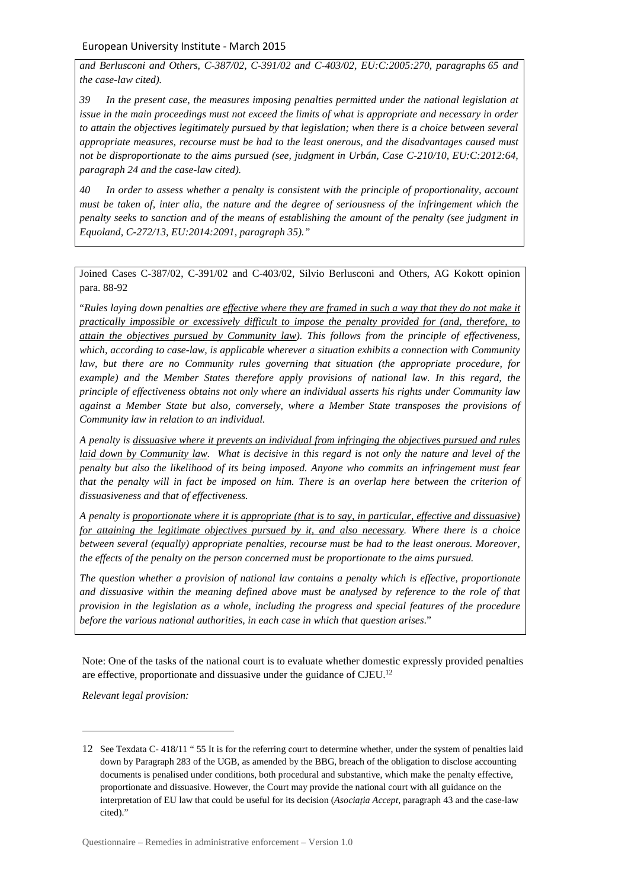*and Berlusconi and Others, C-387/02, C-391/02 and C-403/02, EU:C:2005:270, paragraphs 65 and the case-law cited).*

*39 In the present case, the measures imposing penalties permitted under the national legislation at issue in the main proceedings must not exceed the limits of what is appropriate and necessary in order to attain the objectives legitimately pursued by that legislation; when there is a choice between several appropriate measures, recourse must be had to the least onerous, and the disadvantages caused must not be disproportionate to the aims pursued (see, judgment in Urbán, Case C-210/10, EU:C:2012:64, paragraph 24 and the case-law cited).*

*40 In order to assess whether a penalty is consistent with the principle of proportionality, account must be taken of, inter alia, the nature and the degree of seriousness of the infringement which the penalty seeks to sanction and of the means of establishing the amount of the penalty (see judgment in Equoland, C-272/13, EU:2014:2091, paragraph 35)."*

Joined Cases C-387/02, C-391/02 and C-403/02, Silvio Berlusconi and Others, AG Kokott opinion para. 88-92

"*Rules laying down penalties are <u>effective where they are framed in such a way that they do not make it practically impossible or excessively difficult to impose the penalty provided for (and, therefore, to attain the objectives pursued by Community law</u>). This follows from the principle of effectiveness, which, according to case-law, is applicable wherever a situation exhibits a connection with Community law, but there are no Community rules governing that situation (the appropriate procedure, for example) and the Member States therefore apply provisions of national law. In this regard, the principle of effectiveness obtains not only where an individual asserts his rights under Community law against a Member State but also, conversely, where a Member State transposes the provisions of Community law in relation to an individual.*

*A penalty is <u>dissuasive where it prevents an individual from infringing the objectives pursued and rules laid down by Community law</u>. What is decisive in this regard is not only the nature and level of the penalty but also the likelihood of its being imposed. Anyone who commits an infringement must fear that the penalty will in fact be imposed on him. There is an overlap here between the criterion of dissuasiveness and that of effectiveness.*

*A penalty is <u>proportionate where it is appropriate (that is to say, in particular, effective and dissuasive) for attaining the legitimate objectives pursued by it, and also necessary</u>. Where there is a choice between several (equally) appropriate penalties, recourse must be had to the least onerous. Moreover, the effects of the penalty on the person concerned must be proportionate to the aims pursued.*

*The question whether a provision of national law contains a penalty which is effective, proportionate and dissuasive within the meaning defined above must be analysed by reference to the role of that provision in the legislation as a whole, including the progress and special features of the procedure before the various national authorities, in each case in which that question arises*."

Note: One of the tasks of the national court is to evaluate whether domestic expressly provided penalties are effective, proportionate and dissuasive under the guidance of CJEU.[12]

*Relevant legal provision:*

---

12 See Texdata C- 418/11 " 55 It is for the referring court to determine whether, under the system of penalties laid down by Paragraph 283 of the UGB, as amended by the BBG, breach of the obligation to disclose accounting documents is penalised under conditions, both procedural and substantive, which make the penalty effective, proportionate and dissuasive. However, the Court may provide the national court with all guidance on the interpretation of EU law that could be useful for its decision (*Asociația Accept*, paragraph 43 and the case-law cited)."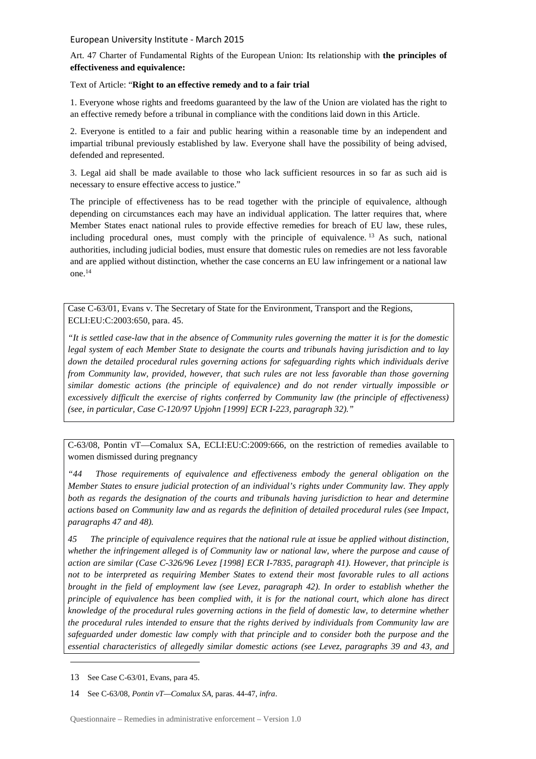Art. 47 Charter of Fundamental Rights of the European Union: Its relationship with **the principles of effectiveness and equivalence:**

Text of Article: "**Right to an effective remedy and to a fair trial**

1. Everyone whose rights and freedoms guaranteed by the law of the Union are violated has the right to an effective remedy before a tribunal in compliance with the conditions laid down in this Article.

2. Everyone is entitled to a fair and public hearing within a reasonable time by an independent and impartial tribunal previously established by law. Everyone shall have the possibility of being advised, defended and represented.

3. Legal aid shall be made available to those who lack sufficient resources in so far as such aid is necessary to ensure effective access to justice."

The principle of effectiveness has to be read together with the principle of equivalence, although depending on circumstances each may have an individual application. The latter requires that, where Member States enact national rules to provide effective remedies for breach of EU law, these rules, including procedural ones, must comply with the principle of equivalence.[13] As such, national authorities, including judicial bodies, must ensure that domestic rules on remedies are not less favorable and are applied without distinction, whether the case concerns an EU law infringement or a national law one.[14]

---

Case C-63/01, Evans v. The Secretary of State for the Environment, Transport and the Regions, ECLI:EU:C:2003:650, para. 45.

*"It is settled case-law that in the absence of Community rules governing the matter it is for the domestic legal system of each Member State to designate the courts and tribunals having jurisdiction and to lay down the detailed procedural rules governing actions for safeguarding rights which individuals derive from Community law, provided, however, that such rules are not less favorable than those governing similar domestic actions (the principle of equivalence) and do not render virtually impossible or excessively difficult the exercise of rights conferred by Community law (the principle of effectiveness) (see, in particular, Case C-120/97 Upjohn [1999] ECR I-223, paragraph 32)."*

---

C-63/08, Pontin vT—Comalux SA, ECLI:EU:C:2009:666, on the restriction of remedies available to women dismissed during pregnancy

*"44 Those requirements of equivalence and effectiveness embody the general obligation on the Member States to ensure judicial protection of an individual's rights under Community law. They apply both as regards the designation of the courts and tribunals having jurisdiction to hear and determine actions based on Community law and as regards the definition of detailed procedural rules (see Impact, paragraphs 47 and 48).*

*45 The principle of equivalence requires that the national rule at issue be applied without distinction, whether the infringement alleged is of Community law or national law, where the purpose and cause of action are similar (Case C-326/96 Levez [1998] ECR I-7835, paragraph 41). However, that principle is not to be interpreted as requiring Member States to extend their most favorable rules to all actions brought in the field of employment law (see Levez, paragraph 42). In order to establish whether the principle of equivalence has been complied with, it is for the national court, which alone has direct knowledge of the procedural rules governing actions in the field of domestic law, to determine whether the procedural rules intended to ensure that the rights derived by individuals from Community law are safeguarded under domestic law comply with that principle and to consider both the purpose and the essential characteristics of allegedly similar domestic actions (see Levez, paragraphs 39 and 43, and*

---

13 See Case C-63/01, Evans, para 45.

14 See C-63/08, *Pontin vT—Comalux SA*, paras. 44-47, *infra*.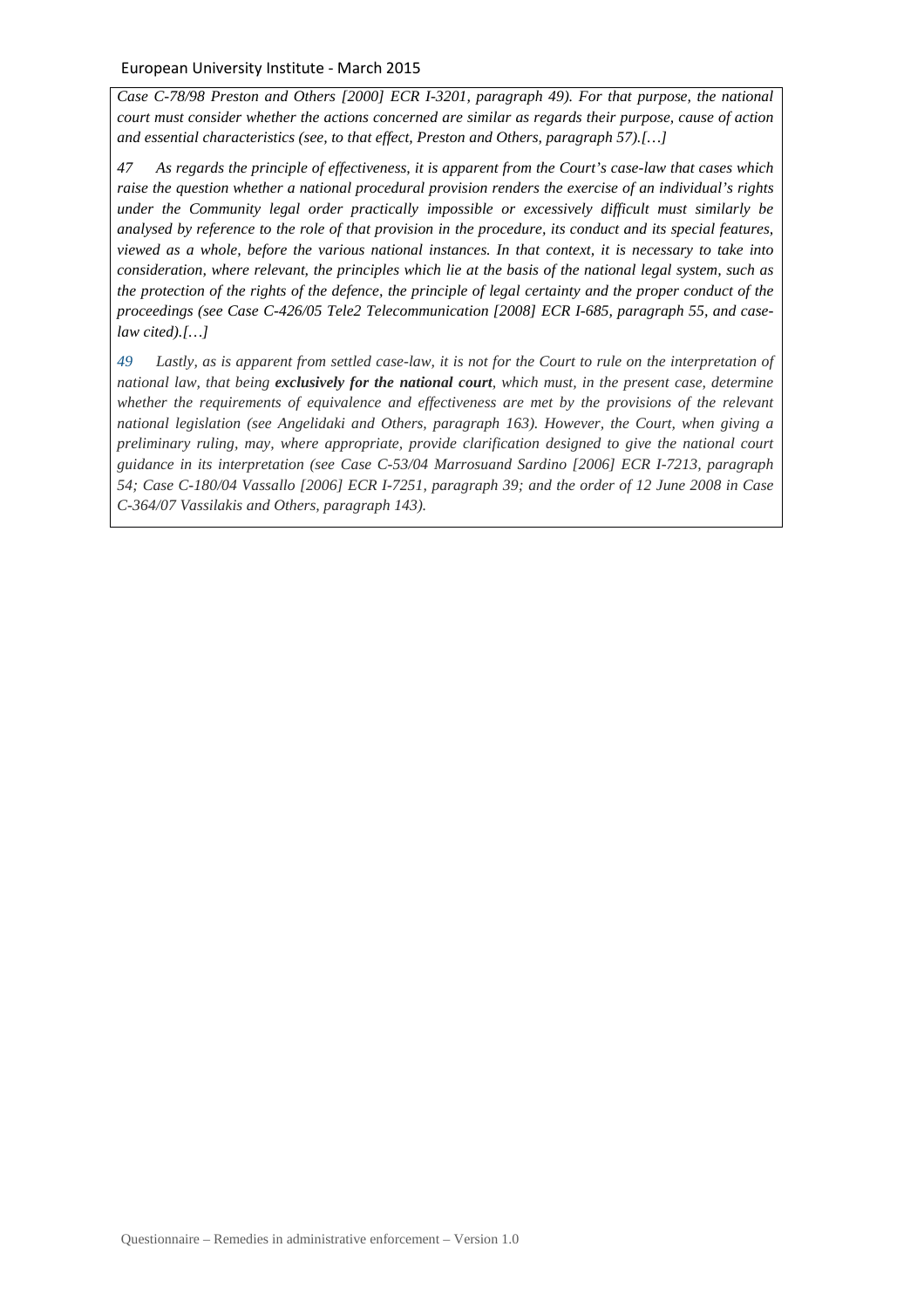*Case C-78/98 Preston and Others [2000] ECR I-3201, paragraph 49). For that purpose, the national court must consider whether the actions concerned are similar as regards their purpose, cause of action and essential characteristics (see, to that effect, Preston and Others, paragraph 57).[…]*

*47 As regards the principle of effectiveness, it is apparent from the Court's case-law that cases which raise the question whether a national procedural provision renders the exercise of an individual's rights under the Community legal order practically impossible or excessively difficult must similarly be analysed by reference to the role of that provision in the procedure, its conduct and its special features, viewed as a whole, before the various national instances. In that context, it is necessary to take into consideration, where relevant, the principles which lie at the basis of the national legal system, such as the protection of the rights of the defence, the principle of legal certainty and the proper conduct of the proceedings (see Case C-426/05 Tele2 Telecommunication [2008] ECR I-685, paragraph 55, and case-law cited).[…]*

*49 Lastly, as is apparent from settled case-law, it is not for the Court to rule on the interpretation of national law, that being **exclusively for the national court**, which must, in the present case, determine whether the requirements of equivalence and effectiveness are met by the provisions of the relevant national legislation (see Angelidaki and Others, paragraph 163). However, the Court, when giving a preliminary ruling, may, where appropriate, provide clarification designed to give the national court guidance in its interpretation (see Case C-53/04 Marrosuand Sardino [2006] ECR I-7213, paragraph 54; Case C-180/04 Vassallo [2006] ECR I-7251, paragraph 39; and the order of 12 June 2008 in Case C-364/07 Vassilakis and Others, paragraph 143).*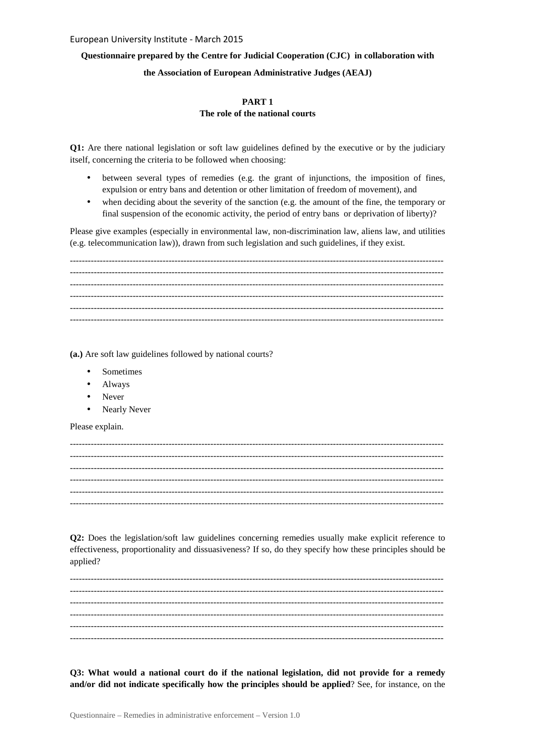European University Institute - March 2015

**Questionnaire prepared by the Centre for Judicial Cooperation (CJC) in collaboration with the Association of European Administrative Judges (AEAJ)**

**PART 1**
**The role of the national courts**

**Q1:** Are there national legislation or soft law guidelines defined by the executive or by the judiciary itself, concerning the criteria to be followed when choosing:

- between several types of remedies (e.g. the grant of injunctions, the imposition of fines, expulsion or entry bans and detention or other limitation of freedom of movement), and
- when deciding about the severity of the sanction (e.g. the amount of the fine, the temporary or final suspension of the economic activity, the period of entry bans or deprivation of liberty)?

Please give examples (especially in environmental law, non-discrimination law, aliens law, and utilities (e.g. telecommunication law)), drawn from such legislation and such guidelines, if they exist.

---

**(a.)** Are soft law guidelines followed by national courts?

- Sometimes
- Always
- Never
- Nearly Never

Please explain.

---

**Q2:** Does the legislation/soft law guidelines concerning remedies usually make explicit reference to effectiveness, proportionality and dissuasiveness? If so, do they specify how these principles should be applied?

---

**Q3: What would a national court do if the national legislation, did not provide for a remedy and/or did not indicate specifically how the principles should be applied**? See, for instance, on the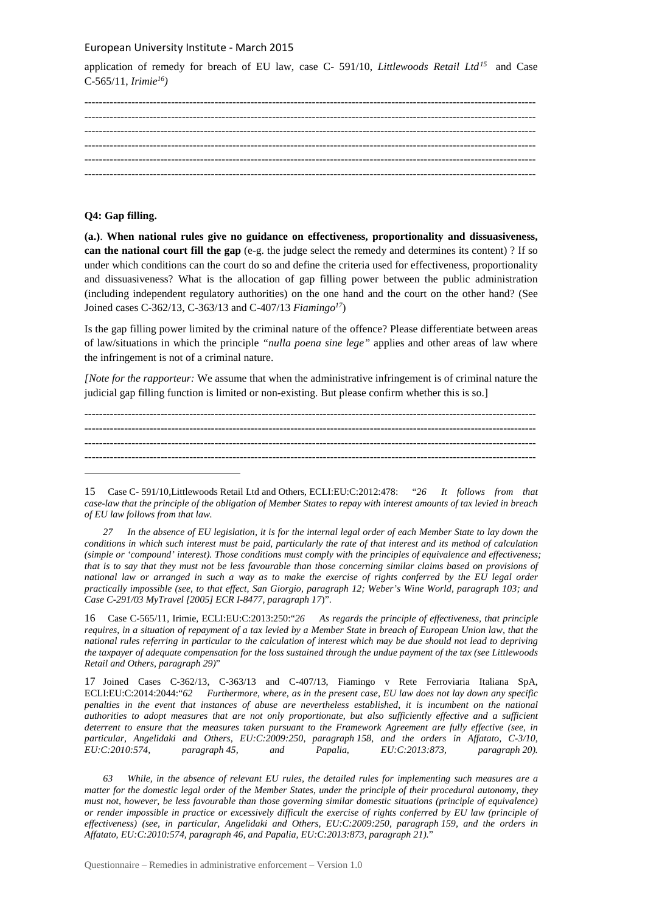application of remedy for breach of EU law, case C- 591/10, *Littlewoods Retail Ltd*[15] and Case C-565/11, *Irimie*[16])

------------------------------------------------------------------------------------------------------------------------
------------------------------------------------------------------------------------------------------------------------
------------------------------------------------------------------------------------------------------------------------
------------------------------------------------------------------------------------------------------------------------
------------------------------------------------------------------------------------------------------------------------
------------------------------------------------------------------------------------------------------------------------

**Q4: Gap filling.**

**(a.)**. **When national rules give no guidance on effectiveness, proportionality and dissuasiveness, can the national court fill the gap** (e-g. the judge select the remedy and determines its content) ? If so under which conditions can the court do so and define the criteria used for effectiveness, proportionality and dissuasiveness? What is the allocation of gap filling power between the public administration (including independent regulatory authorities) on the one hand and the court on the other hand? (See Joined cases C-362/13, C-363/13 and C-407/13 *Fiamingo*[17])

Is the gap filling power limited by the criminal nature of the offence? Please differentiate between areas of law/situations in which the principle *"nulla poena sine lege"* applies and other areas of law where the infringement is not of a criminal nature.

*[Note for the rapporteur:* We assume that when the administrative infringement is of criminal nature the judicial gap filling function is limited or non-existing. But please confirm whether this is so.]

------------------------------------------------------------------------------------------------------------------------
------------------------------------------------------------------------------------------------------------------------
------------------------------------------------------------------------------------------------------------------------
------------------------------------------------------------------------------------------------------------------------

---

15 Case C- 591/10,Littlewoods Retail Ltd and Others, ECLI:EU:C:2012:478: "*26 It follows from that case-law that the principle of the obligation of Member States to repay with interest amounts of tax levied in breach of EU law follows from that law.*

*27 In the absence of EU legislation, it is for the internal legal order of each Member State to lay down the conditions in which such interest must be paid, particularly the rate of that interest and its method of calculation (simple or 'compound' interest). Those conditions must comply with the principles of equivalence and effectiveness; that is to say that they must not be less favourable than those concerning similar claims based on provisions of national law or arranged in such a way as to make the exercise of rights conferred by the EU legal order practically impossible (see, to that effect, San Giorgio, paragraph 12; Weber's Wine World, paragraph 103; and Case C-291/03 MyTravel [2005] ECR I-8477, paragraph 17*)".

16 Case C-565/11, Irimie, ECLI:EU:C:2013:250:"*26 As regards the principle of effectiveness, that principle requires, in a situation of repayment of a tax levied by a Member State in breach of European Union law, that the national rules referring in particular to the calculation of interest which may be due should not lead to depriving the taxpayer of adequate compensation for the loss sustained through the undue payment of the tax (see Littlewoods Retail and Others, paragraph 29)*"

17 Joined Cases C-362/13, C-363/13 and C-407/13, Fiamingo v Rete Ferroviaria Italiana SpA, ECLI:EU:C:2014:2044:"*62 Furthermore, where, as in the present case, EU law does not lay down any specific penalties in the event that instances of abuse are nevertheless established, it is incumbent on the national authorities to adopt measures that are not only proportionate, but also sufficiently effective and a sufficient deterrent to ensure that the measures taken pursuant to the Framework Agreement are fully effective (see, in particular, Angelidaki and Others, EU:C:2009:250, paragraph 158, and the orders in Affatato, C-3/10, EU:C:2010:574, paragraph 45, and Papalia, EU:C:2013:873, paragraph 20).*

*63 While, in the absence of relevant EU rules, the detailed rules for implementing such measures are a matter for the domestic legal order of the Member States, under the principle of their procedural autonomy, they must not, however, be less favourable than those governing similar domestic situations (principle of equivalence) or render impossible in practice or excessively difficult the exercise of rights conferred by EU law (principle of effectiveness) (see, in particular, Angelidaki and Others, EU:C:2009:250, paragraph 159, and the orders in Affatato, EU:C:2010:574, paragraph 46, and Papalia, EU:C:2013:873, paragraph 21).*"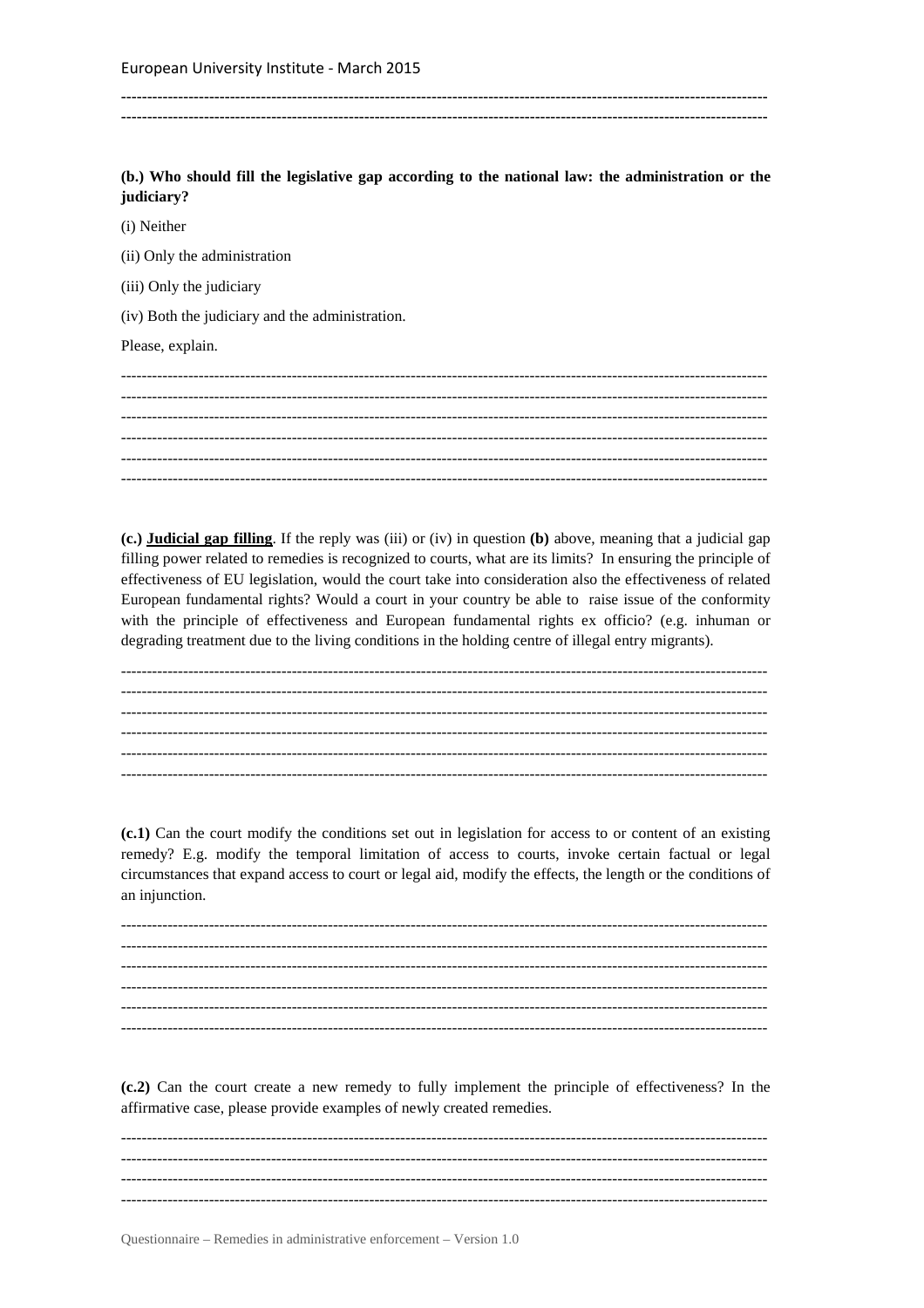**(b.) Who should fill the legislative gap according to the national law: the administration or the judiciary?**

(i) Neither

(ii) Only the administration

(iii) Only the judiciary

(iv) Both the judiciary and the administration.

Please, explain.

**(c.) Judicial gap filling**. If the reply was (iii) or (iv) in question **(b)** above, meaning that a judicial gap filling power related to remedies is recognized to courts, what are its limits? In ensuring the principle of effectiveness of EU legislation, would the court take into consideration also the effectiveness of related European fundamental rights? Would a court in your country be able to raise issue of the conformity with the principle of effectiveness and European fundamental rights ex officio? (e.g. inhuman or degrading treatment due to the living conditions in the holding centre of illegal entry migrants).

**(c.1)** Can the court modify the conditions set out in legislation for access to or content of an existing remedy? E.g. modify the temporal limitation of access to courts, invoke certain factual or legal circumstances that expand access to court or legal aid, modify the effects, the length or the conditions of an injunction.

**(c.2)** Can the court create a new remedy to fully implement the principle of effectiveness? In the affirmative case, please provide examples of newly created remedies.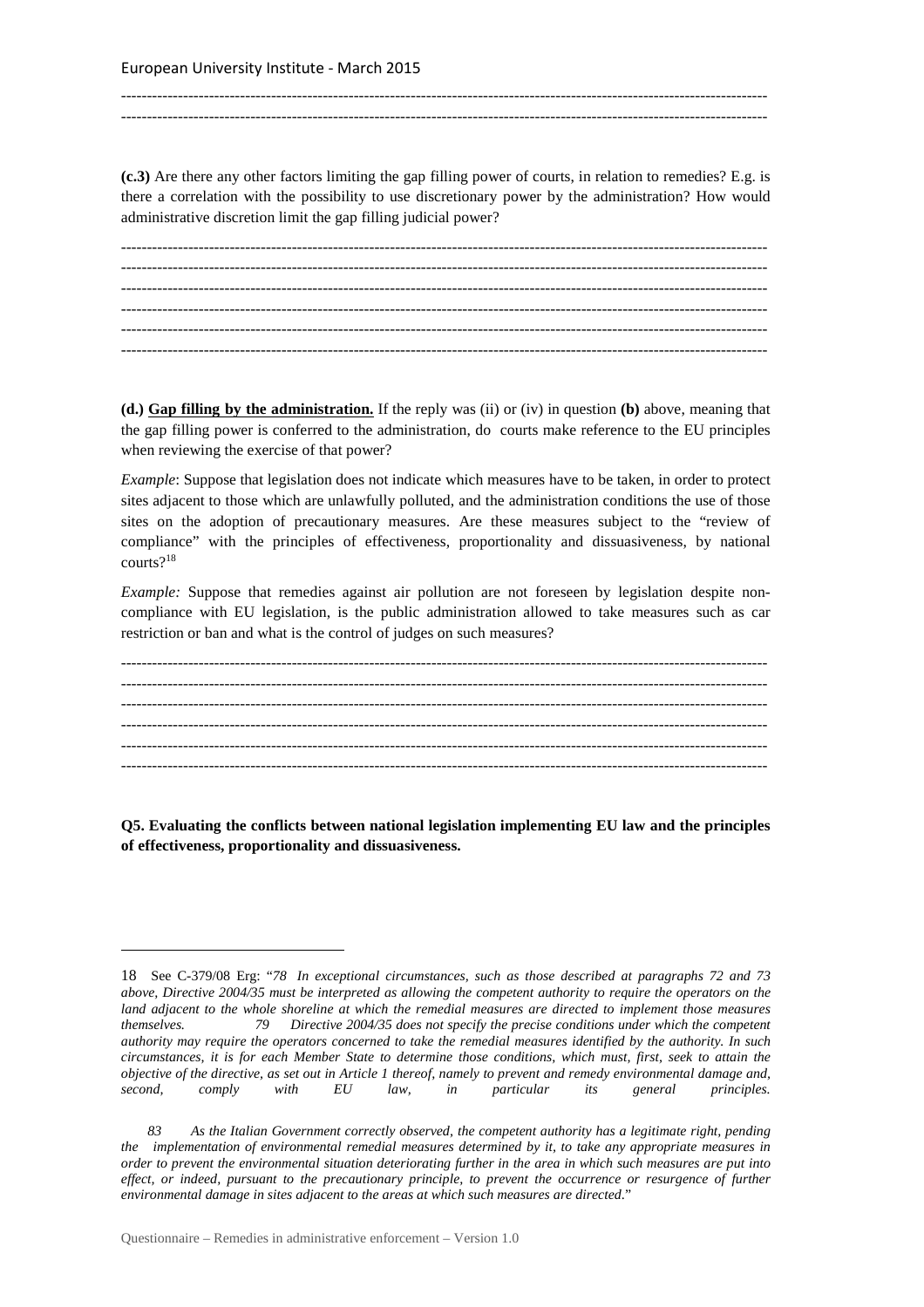(**c.3**) Are there any other factors limiting the gap filling power of courts, in relation to remedies? E.g. is there a correlation with the possibility to use discretionary power by the administration? How would administrative discretion limit the gap filling judicial power?

(**d.**) **Gap filling by the administration.** If the reply was (ii) or (iv) in question (**b**) above, meaning that the gap filling power is conferred to the administration, do courts make reference to the EU principles when reviewing the exercise of that power?

*Example*: Suppose that legislation does not indicate which measures have to be taken, in order to protect sites adjacent to those which are unlawfully polluted, and the administration conditions the use of those sites on the adoption of precautionary measures. Are these measures subject to the "review of compliance" with the principles of effectiveness, proportionality and dissuasiveness, by national courts?[18]

*Example:* Suppose that remedies against air pollution are not foreseen by legislation despite non-compliance with EU legislation, is the public administration allowed to take measures such as car restriction or ban and what is the control of judges on such measures?

**Q5. Evaluating the conflicts between national legislation implementing EU law and the principles of effectiveness, proportionality and dissuasiveness.**

---

18 See C-379/08 Erg: "*78 In exceptional circumstances, such as those described at paragraphs 72 and 73 above, Directive 2004/35 must be interpreted as allowing the competent authority to require the operators on the land adjacent to the whole shoreline at which the remedial measures are directed to implement those measures themselves. 79 Directive 2004/35 does not specify the precise conditions under which the competent authority may require the operators concerned to take the remedial measures identified by the authority. In such circumstances, it is for each Member State to determine those conditions, which must, first, seek to attain the objective of the directive, as set out in Article 1 thereof, namely to prevent and remedy environmental damage and, second, comply with EU law, in particular its general principles.*

*83 As the Italian Government correctly observed, the competent authority has a legitimate right, pending the implementation of environmental remedial measures determined by it, to take any appropriate measures in order to prevent the environmental situation deteriorating further in the area in which such measures are put into effect, or indeed, pursuant to the precautionary principle, to prevent the occurrence or resurgence of further environmental damage in sites adjacent to the areas at which such measures are directed*."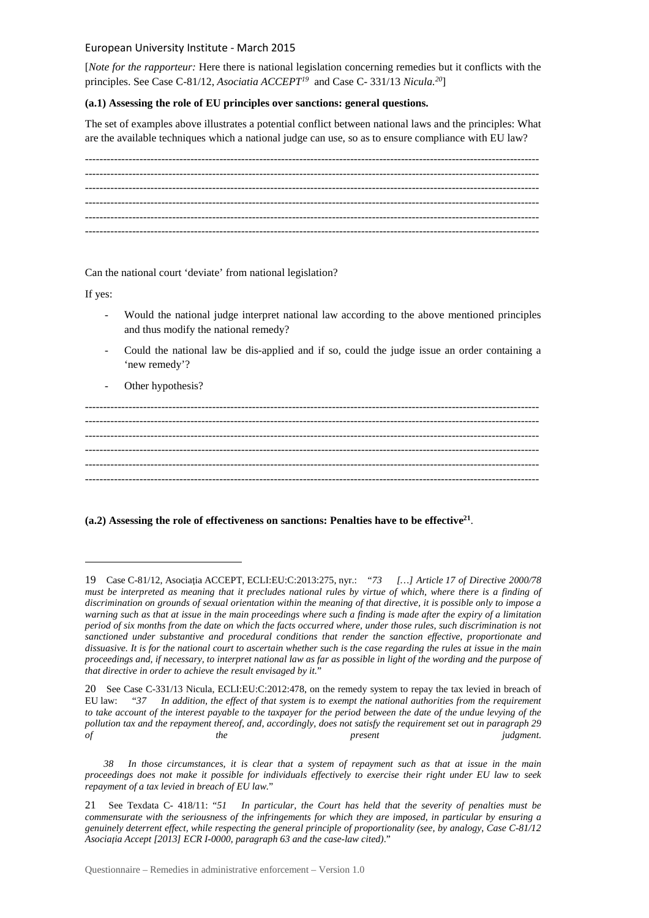[*Note for the rapporteur:* Here there is national legislation concerning remedies but it conflicts with the principles. See Case C-81/12, *Asociatia ACCEPT*[19] and Case C- 331/13 *Nicula.*[20]]

**(a.1) Assessing the role of EU principles over sanctions: general questions.**

The set of examples above illustrates a potential conflict between national laws and the principles: What are the available techniques which a national judge can use, so as to ensure compliance with EU law?

------------------------------------------------------------------------------------------------------------------------
------------------------------------------------------------------------------------------------------------------------
------------------------------------------------------------------------------------------------------------------------
------------------------------------------------------------------------------------------------------------------------
------------------------------------------------------------------------------------------------------------------------
------------------------------------------------------------------------------------------------------------------------

Can the national court 'deviate' from national legislation?

If yes:

- Would the national judge interpret national law according to the above mentioned principles and thus modify the national remedy?
- Could the national law be dis-applied and if so, could the judge issue an order containing a 'new remedy'?
- Other hypothesis?

------------------------------------------------------------------------------------------------------------------------
------------------------------------------------------------------------------------------------------------------------
------------------------------------------------------------------------------------------------------------------------
------------------------------------------------------------------------------------------------------------------------
------------------------------------------------------------------------------------------------------------------------
------------------------------------------------------------------------------------------------------------------------

**(a.2) Assessing the role of effectiveness on sanctions: Penalties have to be effective[21].**

---

19 Case C-81/12, Asociaţia ACCEPT, ECLI:EU:C:2013:275, nyr.: *"73 […] Article 17 of Directive 2000/78 must be interpreted as meaning that it precludes national rules by virtue of which, where there is a finding of discrimination on grounds of sexual orientation within the meaning of that directive, it is possible only to impose a warning such as that at issue in the main proceedings where such a finding is made after the expiry of a limitation period of six months from the date on which the facts occurred where, under those rules, such discrimination is not sanctioned under substantive and procedural conditions that render the sanction effective, proportionate and dissuasive. It is for the national court to ascertain whether such is the case regarding the rules at issue in the main proceedings and, if necessary, to interpret national law as far as possible in light of the wording and the purpose of that directive in order to achieve the result envisaged by it.*"

20 See Case C-331/13 Nicula, ECLI:EU:C:2012:478, on the remedy system to repay the tax levied in breach of EU law: *"37 In addition, the effect of that system is to exempt the national authorities from the requirement to take account of the interest payable to the taxpayer for the period between the date of the undue levying of the pollution tax and the repayment thereof, and, accordingly, does not satisfy the requirement set out in paragraph 29 of the present judgment.*

*38 In those circumstances, it is clear that a system of repayment such as that at issue in the main proceedings does not make it possible for individuals effectively to exercise their right under EU law to seek repayment of a tax levied in breach of EU law.*"

21 See Texdata C- 418/11: *"51 In particular, the Court has held that the severity of penalties must be commensurate with the seriousness of the infringements for which they are imposed, in particular by ensuring a genuinely deterrent effect, while respecting the general principle of proportionality (see, by analogy, Case C-81/12 Asociaţia Accept [2013] ECR I-0000, paragraph 63 and the case-law cited).*"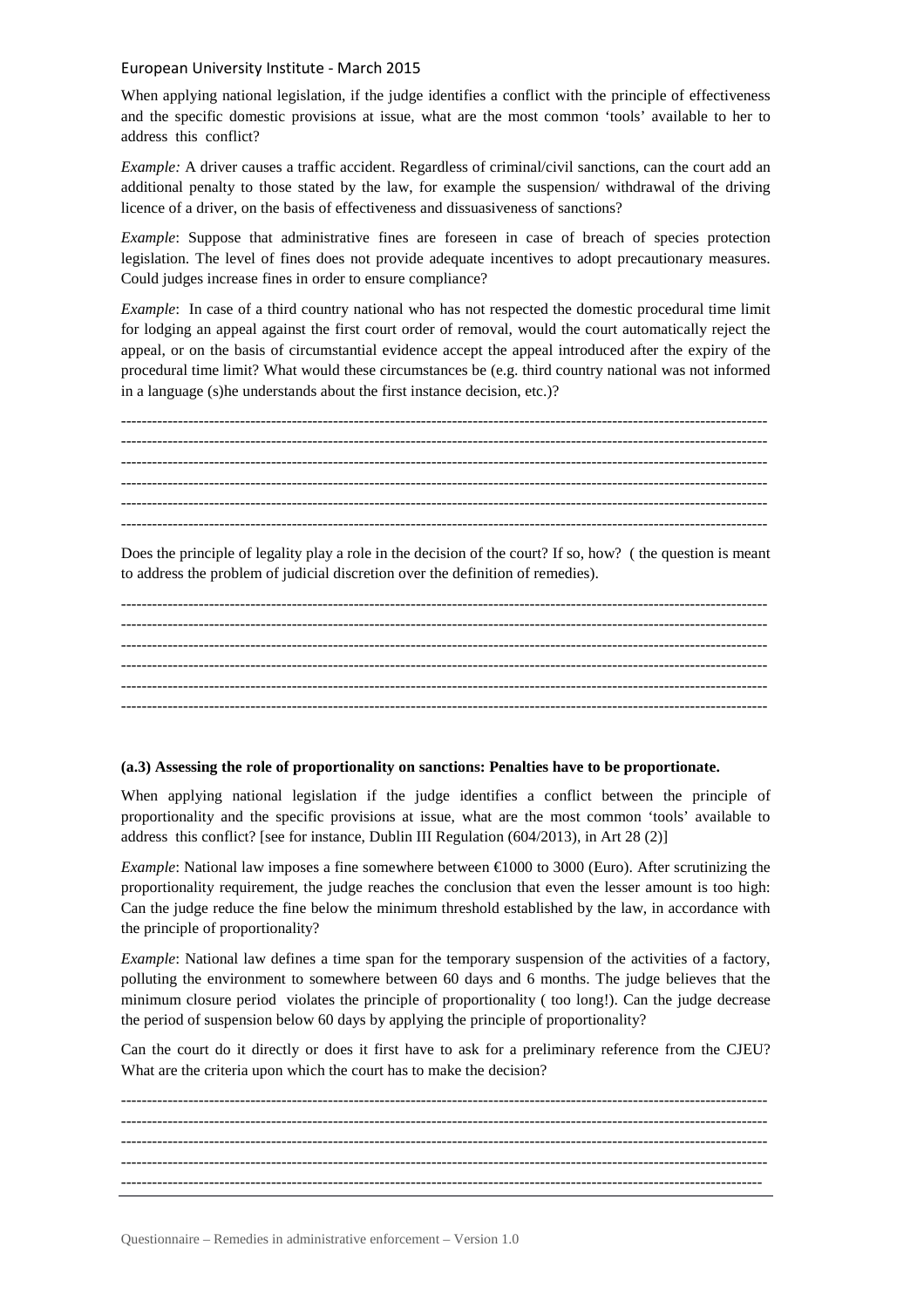When applying national legislation, if the judge identifies a conflict with the principle of effectiveness and the specific domestic provisions at issue, what are the most common 'tools' available to her to address this conflict?

*Example:* A driver causes a traffic accident. Regardless of criminal/civil sanctions, can the court add an additional penalty to those stated by the law, for example the suspension/ withdrawal of the driving licence of a driver, on the basis of effectiveness and dissuasiveness of sanctions?

*Example*: Suppose that administrative fines are foreseen in case of breach of species protection legislation. The level of fines does not provide adequate incentives to adopt precautionary measures. Could judges increase fines in order to ensure compliance?

*Example*: In case of a third country national who has not respected the domestic procedural time limit for lodging an appeal against the first court order of removal, would the court automatically reject the appeal, or on the basis of circumstantial evidence accept the appeal introduced after the expiry of the procedural time limit? What would these circumstances be (e.g. third country national was not informed in a language (s)he understands about the first instance decision, etc.)?

------------------------------------------------------------------------------------------------------------------------
------------------------------------------------------------------------------------------------------------------------
------------------------------------------------------------------------------------------------------------------------
------------------------------------------------------------------------------------------------------------------------
------------------------------------------------------------------------------------------------------------------------
------------------------------------------------------------------------------------------------------------------------

Does the principle of legality play a role in the decision of the court? If so, how? ( the question is meant to address the problem of judicial discretion over the definition of remedies).

------------------------------------------------------------------------------------------------------------------------
------------------------------------------------------------------------------------------------------------------------
------------------------------------------------------------------------------------------------------------------------
------------------------------------------------------------------------------------------------------------------------
------------------------------------------------------------------------------------------------------------------------
------------------------------------------------------------------------------------------------------------------------

**(a.3) Assessing the role of proportionality on sanctions: Penalties have to be proportionate.**

When applying national legislation if the judge identifies a conflict between the principle of proportionality and the specific provisions at issue, what are the most common 'tools' available to address this conflict? [see for instance, Dublin III Regulation (604/2013), in Art 28 (2)]

*Example*: National law imposes a fine somewhere between €1000 to 3000 (Euro). After scrutinizing the proportionality requirement, the judge reaches the conclusion that even the lesser amount is too high: Can the judge reduce the fine below the minimum threshold established by the law, in accordance with the principle of proportionality?

*Example*: National law defines a time span for the temporary suspension of the activities of a factory, polluting the environment to somewhere between 60 days and 6 months. The judge believes that the minimum closure period violates the principle of proportionality ( too long!). Can the judge decrease the period of suspension below 60 days by applying the principle of proportionality?

Can the court do it directly or does it first have to ask for a preliminary reference from the CJEU? What are the criteria upon which the court has to make the decision?

------------------------------------------------------------------------------------------------------------------------
------------------------------------------------------------------------------------------------------------------------
------------------------------------------------------------------------------------------------------------------------
------------------------------------------------------------------------------------------------------------------------
------------------------------------------------------------------------------------------------------------------------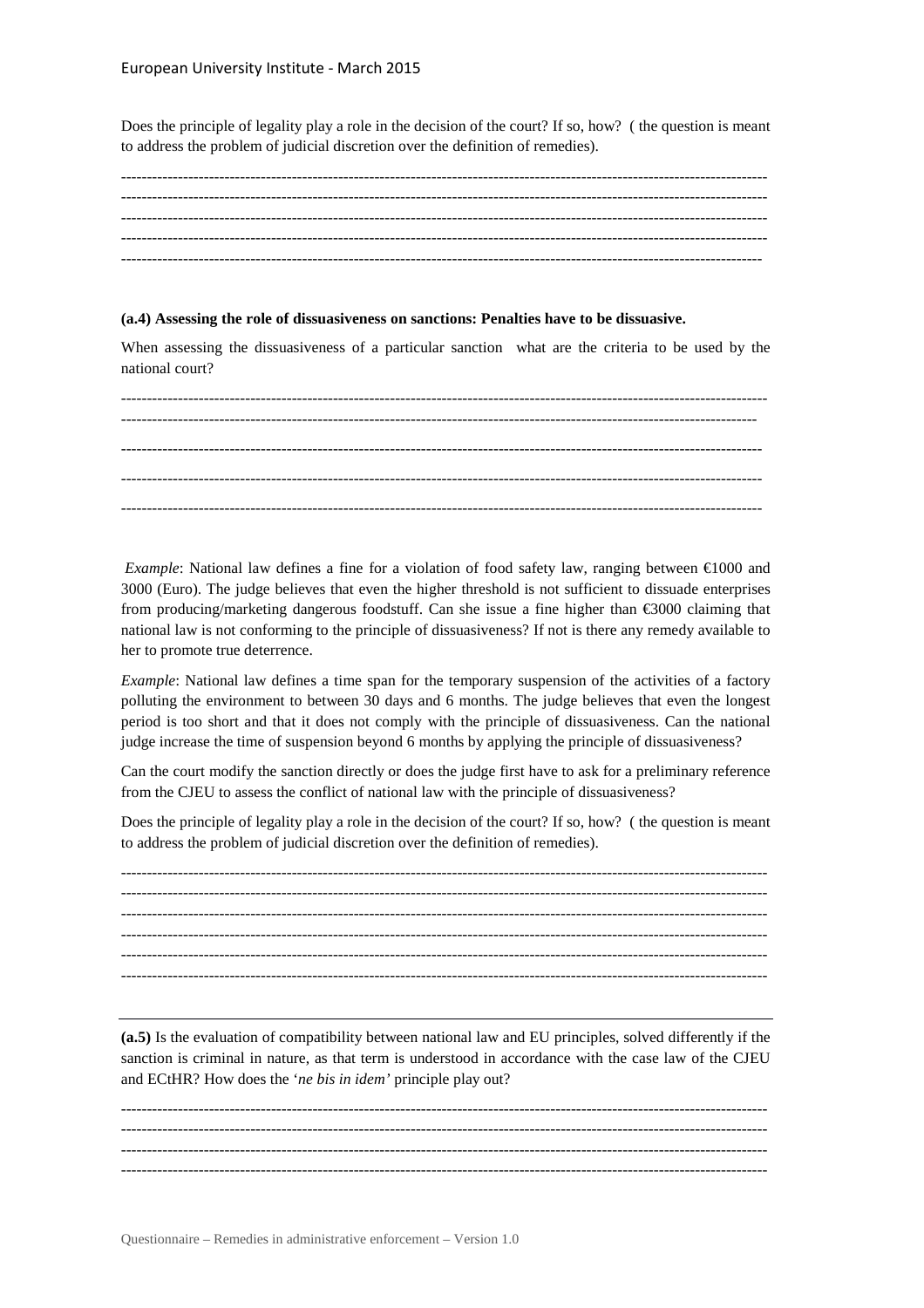Does the principle of legality play a role in the decision of the court? If so, how? ( the question is meant to address the problem of judicial discretion over the definition of remedies).

-------------------------------------------------------------------------------------------------------------------------
-------------------------------------------------------------------------------------------------------------------------
-------------------------------------------------------------------------------------------------------------------------
-------------------------------------------------------------------------------------------------------------------------
-------------------------------------------------------------------------------------------------------------------------

**(a.4) Assessing the role of dissuasiveness on sanctions: Penalties have to be dissuasive.**

When assessing the dissuasiveness of a particular sanction what are the criteria to be used by the national court?

-------------------------------------------------------------------------------------------------------------------------
-------------------------------------------------------------------------------------------------------------------------
-------------------------------------------------------------------------------------------------------------------------
-------------------------------------------------------------------------------------------------------------------------
-------------------------------------------------------------------------------------------------------------------------

*Example*: National law defines a fine for a violation of food safety law, ranging between €1000 and 3000 (Euro). The judge believes that even the higher threshold is not sufficient to dissuade enterprises from producing/marketing dangerous foodstuff. Can she issue a fine higher than €3000 claiming that national law is not conforming to the principle of dissuasiveness? If not is there any remedy available to her to promote true deterrence.

*Example*: National law defines a time span for the temporary suspension of the activities of a factory polluting the environment to between 30 days and 6 months. The judge believes that even the longest period is too short and that it does not comply with the principle of dissuasiveness. Can the national judge increase the time of suspension beyond 6 months by applying the principle of dissuasiveness?

Can the court modify the sanction directly or does the judge first have to ask for a preliminary reference from the CJEU to assess the conflict of national law with the principle of dissuasiveness?

Does the principle of legality play a role in the decision of the court? If so, how? ( the question is meant to address the problem of judicial discretion over the definition of remedies).

-------------------------------------------------------------------------------------------------------------------------
-------------------------------------------------------------------------------------------------------------------------
-------------------------------------------------------------------------------------------------------------------------
-------------------------------------------------------------------------------------------------------------------------
-------------------------------------------------------------------------------------------------------------------------
-------------------------------------------------------------------------------------------------------------------------

**(a.5)** Is the evaluation of compatibility between national law and EU principles, solved differently if the sanction is criminal in nature, as that term is understood in accordance with the case law of the CJEU and ECtHR? How does the '*ne bis in idem*' principle play out?

-------------------------------------------------------------------------------------------------------------------------
-------------------------------------------------------------------------------------------------------------------------
-------------------------------------------------------------------------------------------------------------------------
-------------------------------------------------------------------------------------------------------------------------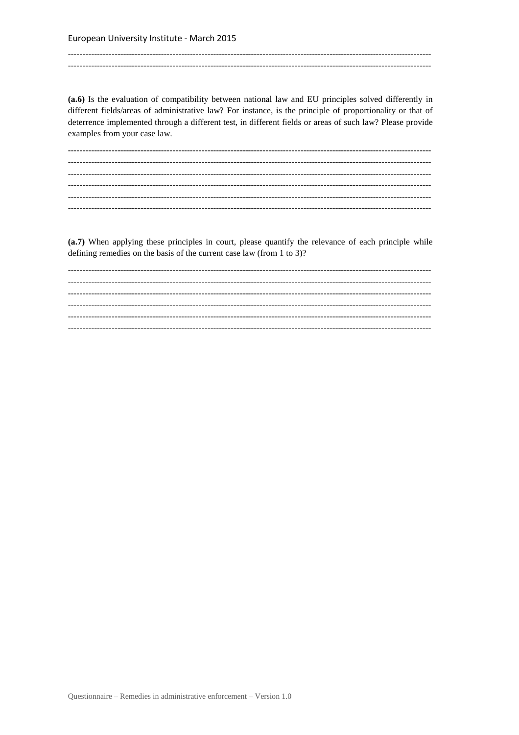**(a.6)** Is the evaluation of compatibility between national law and EU principles solved differently in different fields/areas of administrative law? For instance, is the principle of proportionality or that of deterrence implemented through a different test, in different fields or areas of such law? Please provide examples from your case law.

**(a.7)** When applying these principles in court, please quantify the relevance of each principle while defining remedies on the basis of the current case law (from 1 to 3)?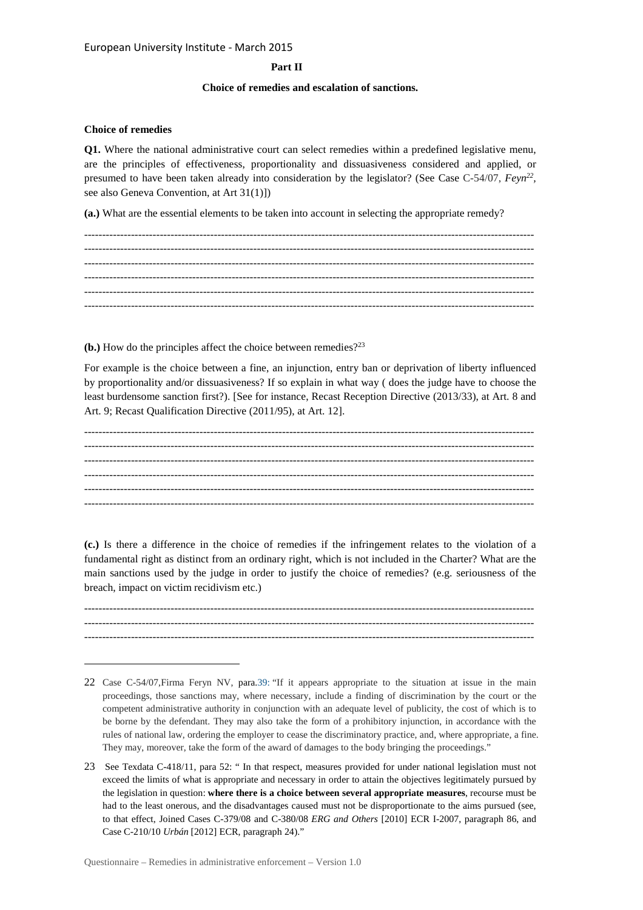**Part II**

**Choice of remedies and escalation of sanctions.**

**Choice of remedies**

**Q1.** Where the national administrative court can select remedies within a predefined legislative menu, are the principles of effectiveness, proportionality and dissuasiveness considered and applied, or presumed to have been taken already into consideration by the legislator? (See Case C-54/07, *Feyn*[22], see also Geneva Convention, at Art 31(1)])

**(a.)** What are the essential elements to be taken into account in selecting the appropriate remedy?

------------------------------------------------------------------------------------------------------------------------
------------------------------------------------------------------------------------------------------------------------
------------------------------------------------------------------------------------------------------------------------
------------------------------------------------------------------------------------------------------------------------
------------------------------------------------------------------------------------------------------------------------
------------------------------------------------------------------------------------------------------------------------

**(b.)** How do the principles affect the choice between remedies?[23]

For example is the choice between a fine, an injunction, entry ban or deprivation of liberty influenced by proportionality and/or dissuasiveness? If so explain in what way ( does the judge have to choose the least burdensome sanction first?). [See for instance, Recast Reception Directive (2013/33), at Art. 8 and Art. 9; Recast Qualification Directive (2011/95), at Art. 12].

------------------------------------------------------------------------------------------------------------------------
------------------------------------------------------------------------------------------------------------------------
------------------------------------------------------------------------------------------------------------------------
------------------------------------------------------------------------------------------------------------------------
------------------------------------------------------------------------------------------------------------------------
------------------------------------------------------------------------------------------------------------------------

**(c.)** Is there a difference in the choice of remedies if the infringement relates to the violation of a fundamental right as distinct from an ordinary right, which is not included in the Charter? What are the main sanctions used by the judge in order to justify the choice of remedies? (e.g. seriousness of the breach, impact on victim recidivism etc.)

------------------------------------------------------------------------------------------------------------------------
------------------------------------------------------------------------------------------------------------------------
------------------------------------------------------------------------------------------------------------------------

---

22 Case C-54/07,Firma Feryn NV, para.39: "If it appears appropriate to the situation at issue in the main proceedings, those sanctions may, where necessary, include a finding of discrimination by the court or the competent administrative authority in conjunction with an adequate level of publicity, the cost of which is to be borne by the defendant. They may also take the form of a prohibitory injunction, in accordance with the rules of national law, ordering the employer to cease the discriminatory practice, and, where appropriate, a fine. They may, moreover, take the form of the award of damages to the body bringing the proceedings."

23 See Texdata C-418/11, para 52: " In that respect, measures provided for under national legislation must not exceed the limits of what is appropriate and necessary in order to attain the objectives legitimately pursued by the legislation in question: **where there is a choice between several appropriate measures**, recourse must be had to the least onerous, and the disadvantages caused must not be disproportionate to the aims pursued (see, to that effect, Joined Cases C-379/08 and C-380/08 *ERG and Others* [2010] ECR I-2007, paragraph 86, and Case C-210/10 *Urbán* [2012] ECR, paragraph 24)."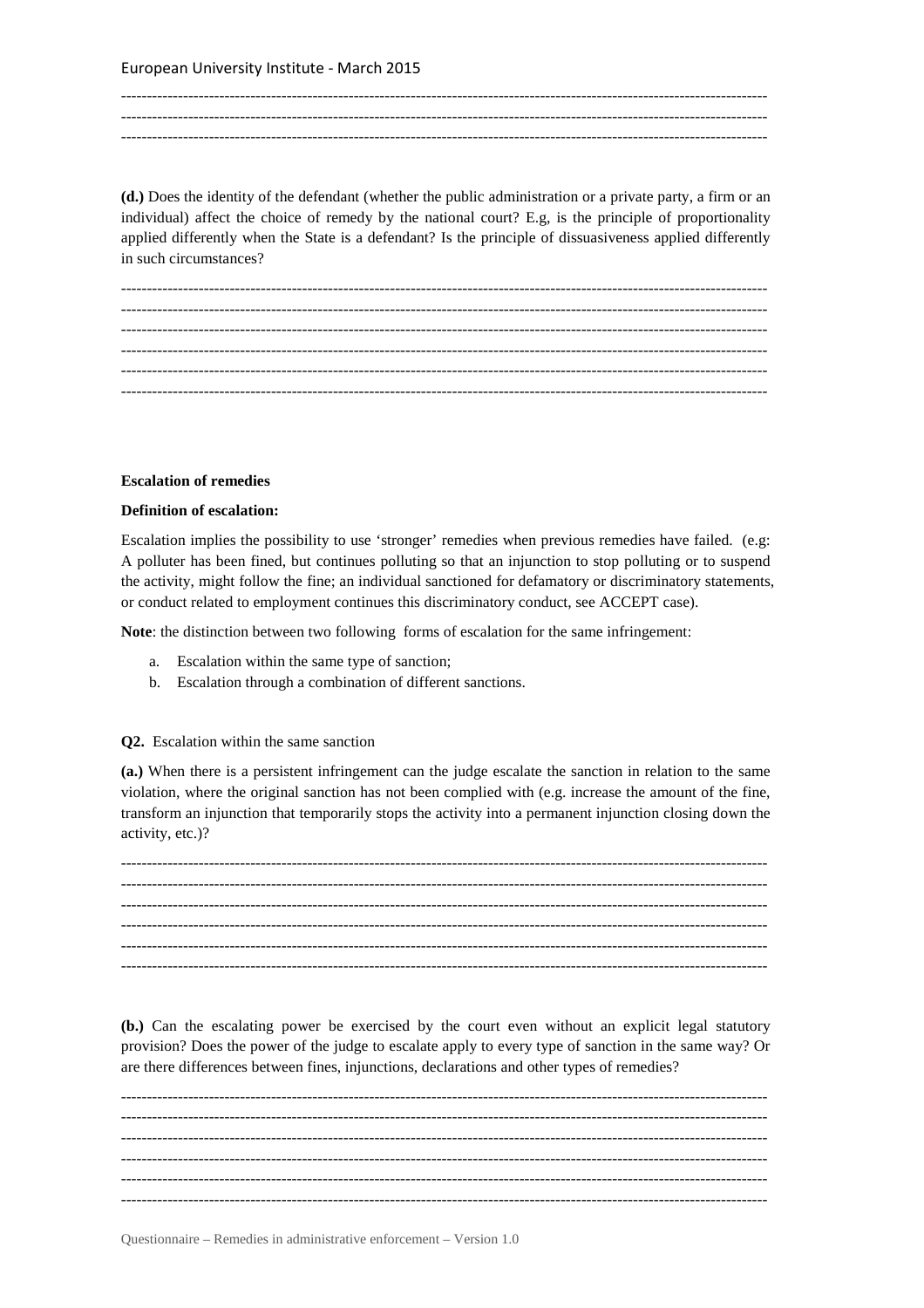**(d.)** Does the identity of the defendant (whether the public administration or a private party, a firm or an individual) affect the choice of remedy by the national court? E.g, is the principle of proportionality applied differently when the State is a defendant? Is the principle of dissuasiveness applied differently in such circumstances?

**Escalation of remedies**

**Definition of escalation:**

Escalation implies the possibility to use 'stronger' remedies when previous remedies have failed. (e.g: A polluter has been fined, but continues polluting so that an injunction to stop polluting or to suspend the activity, might follow the fine; an individual sanctioned for defamatory or discriminatory statements, or conduct related to employment continues this discriminatory conduct, see ACCEPT case).

**Note**: the distinction between two following forms of escalation for the same infringement:

a. Escalation within the same type of sanction;
b. Escalation through a combination of different sanctions.

**Q2.** Escalation within the same sanction

**(a.)** When there is a persistent infringement can the judge escalate the sanction in relation to the same violation, where the original sanction has not been complied with (e.g. increase the amount of the fine, transform an injunction that temporarily stops the activity into a permanent injunction closing down the activity, etc.)?

**(b.)** Can the escalating power be exercised by the court even without an explicit legal statutory provision? Does the power of the judge to escalate apply to every type of sanction in the same way? Or are there differences between fines, injunctions, declarations and other types of remedies?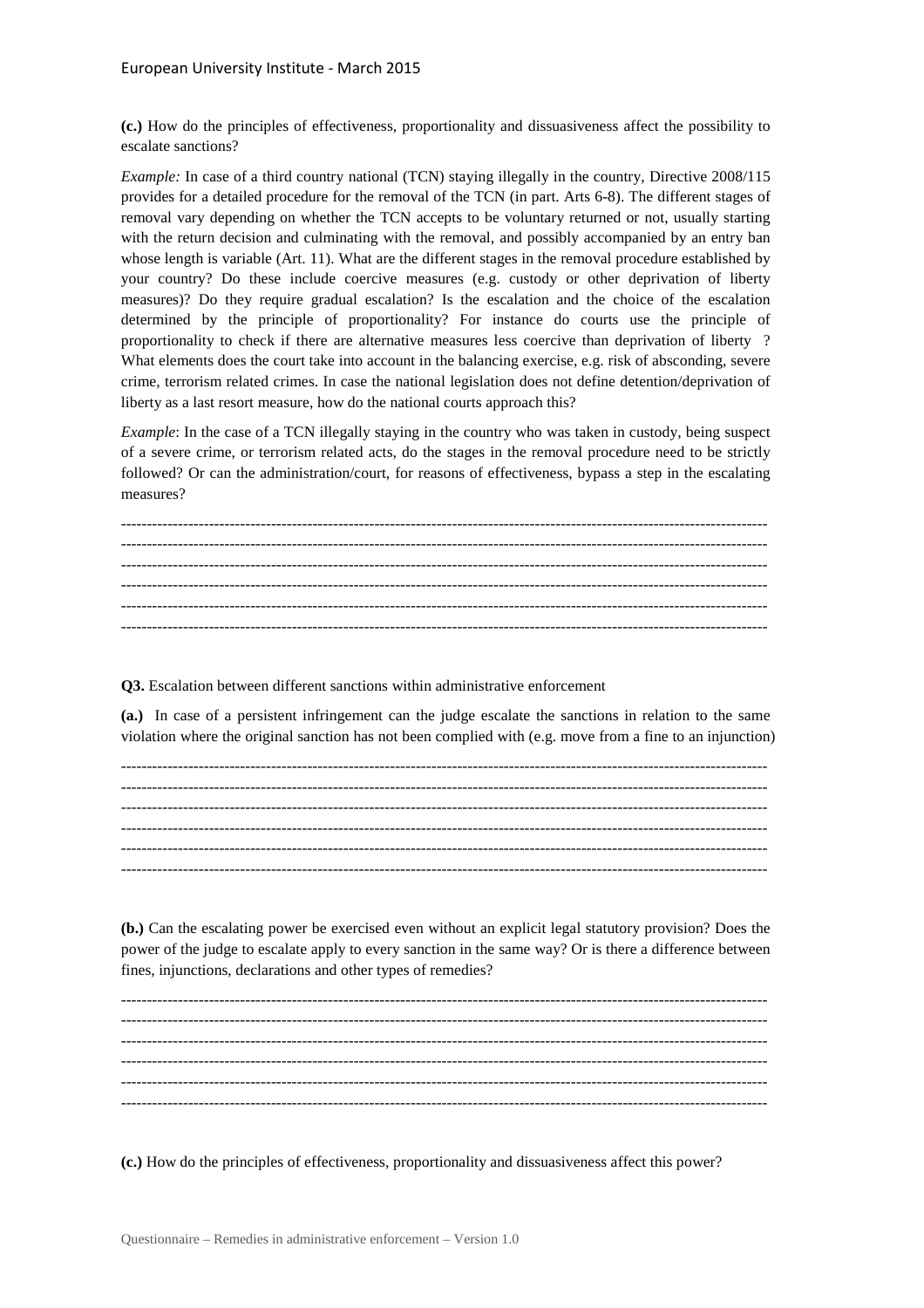**(c.)** How do the principles of effectiveness, proportionality and dissuasiveness affect the possibility to escalate sanctions?

*Example:* In case of a third country national (TCN) staying illegally in the country, Directive 2008/115 provides for a detailed procedure for the removal of the TCN (in part. Arts 6-8). The different stages of removal vary depending on whether the TCN accepts to be voluntary returned or not, usually starting with the return decision and culminating with the removal, and possibly accompanied by an entry ban whose length is variable (Art. 11). What are the different stages in the removal procedure established by your country? Do these include coercive measures (e.g. custody or other deprivation of liberty measures)? Do they require gradual escalation? Is the escalation and the choice of the escalation determined by the principle of proportionality? For instance do courts use the principle of proportionality to check if there are alternative measures less coercive than deprivation of liberty ? What elements does the court take into account in the balancing exercise, e.g. risk of absconding, severe crime, terrorism related crimes. In case the national legislation does not define detention/deprivation of liberty as a last resort measure, how do the national courts approach this?

*Example*: In the case of a TCN illegally staying in the country who was taken in custody, being suspect of a severe crime, or terrorism related acts, do the stages in the removal procedure need to be strictly followed? Or can the administration/court, for reasons of effectiveness, bypass a step in the escalating measures?

----------------------------------------------------------------------------------------------------------------------------
----------------------------------------------------------------------------------------------------------------------------
----------------------------------------------------------------------------------------------------------------------------
----------------------------------------------------------------------------------------------------------------------------
----------------------------------------------------------------------------------------------------------------------------
----------------------------------------------------------------------------------------------------------------------------

**Q3.** Escalation between different sanctions within administrative enforcement

**(a.)** In case of a persistent infringement can the judge escalate the sanctions in relation to the same violation where the original sanction has not been complied with (e.g. move from a fine to an injunction)

----------------------------------------------------------------------------------------------------------------------------
----------------------------------------------------------------------------------------------------------------------------
----------------------------------------------------------------------------------------------------------------------------
----------------------------------------------------------------------------------------------------------------------------
----------------------------------------------------------------------------------------------------------------------------
----------------------------------------------------------------------------------------------------------------------------

**(b.)** Can the escalating power be exercised even without an explicit legal statutory provision? Does the power of the judge to escalate apply to every sanction in the same way? Or is there a difference between fines, injunctions, declarations and other types of remedies?

----------------------------------------------------------------------------------------------------------------------------
----------------------------------------------------------------------------------------------------------------------------
----------------------------------------------------------------------------------------------------------------------------
----------------------------------------------------------------------------------------------------------------------------
----------------------------------------------------------------------------------------------------------------------------
----------------------------------------------------------------------------------------------------------------------------

**(c.)** How do the principles of effectiveness, proportionality and dissuasiveness affect this power?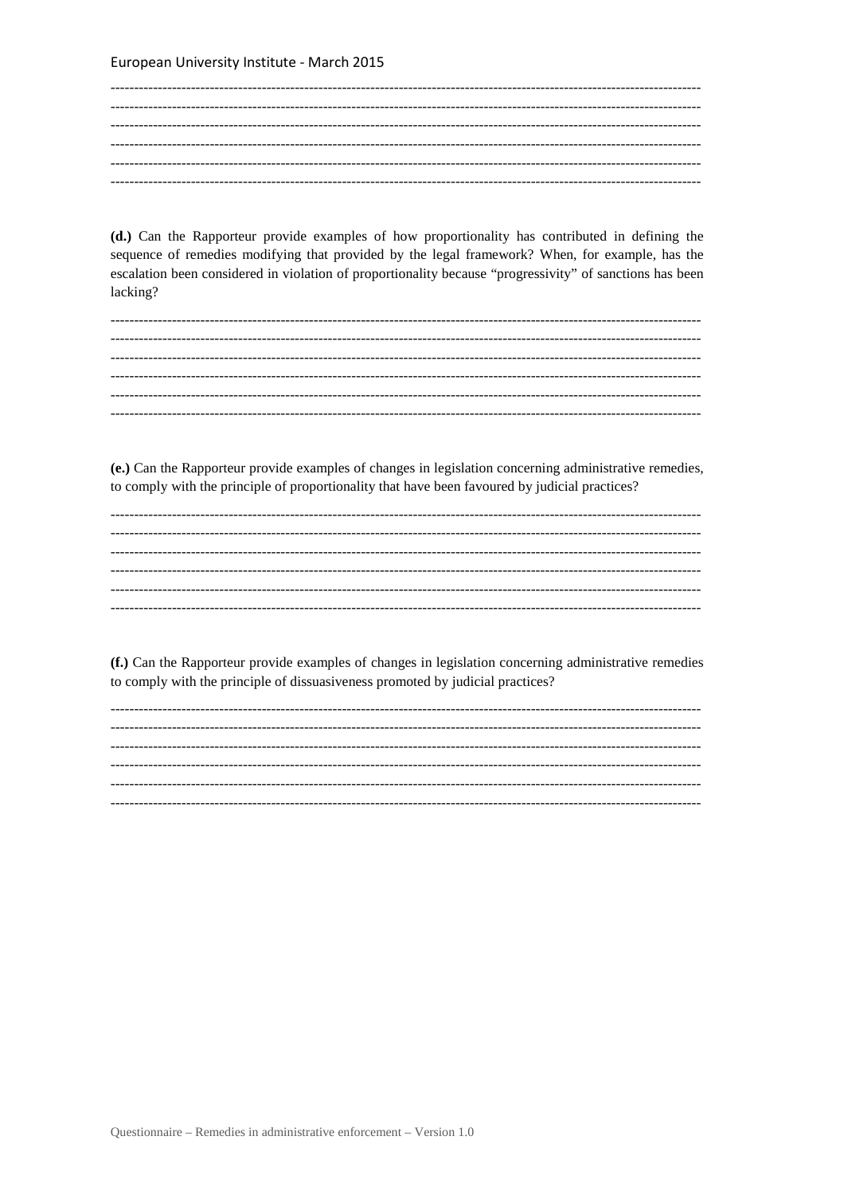**(d.)** Can the Rapporteur provide examples of how proportionality has contributed in defining the sequence of remedies modifying that provided by the legal framework? When, for example, has the escalation been considered in violation of proportionality because "progressivity" of sanctions has been lacking?

**(e.)** Can the Rapporteur provide examples of changes in legislation concerning administrative remedies, to comply with the principle of proportionality that have been favoured by judicial practices?

**(f.)** Can the Rapporteur provide examples of changes in legislation concerning administrative remedies to comply with the principle of dissuasiveness promoted by judicial practices?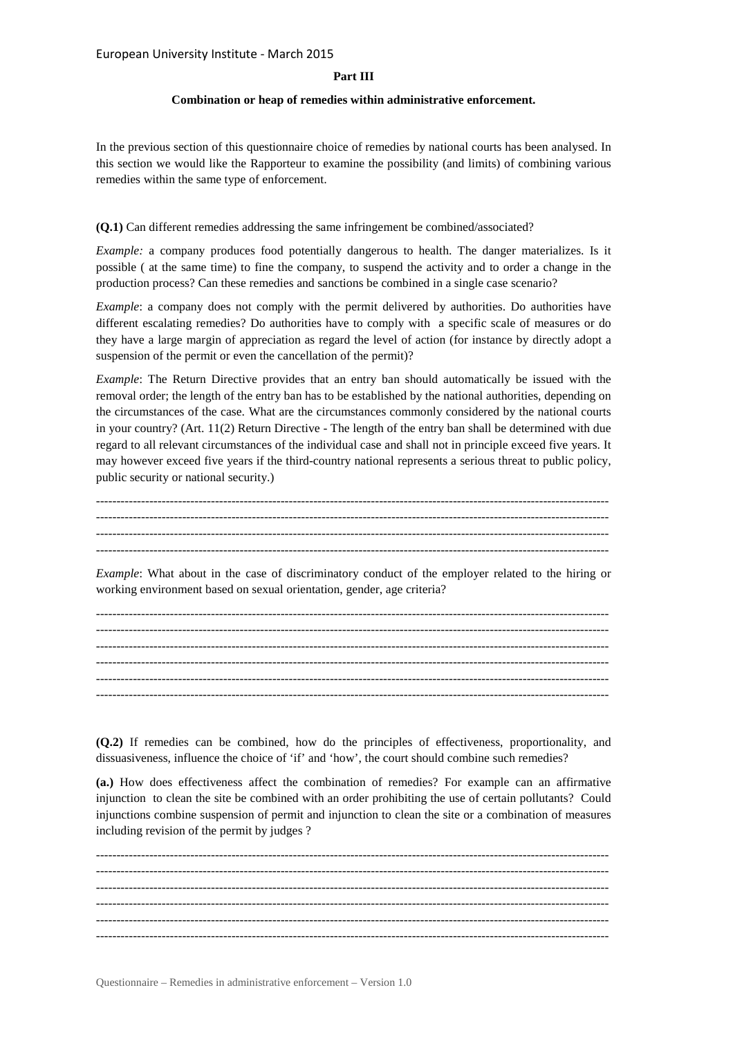**Part III**

**Combination or heap of remedies within administrative enforcement.**

In the previous section of this questionnaire choice of remedies by national courts has been analysed. In this section we would like the Rapporteur to examine the possibility (and limits) of combining various remedies within the same type of enforcement.

**(Q.1)** Can different remedies addressing the same infringement be combined/associated?

*Example:* a company produces food potentially dangerous to health. The danger materializes. Is it possible ( at the same time) to fine the company, to suspend the activity and to order a change in the production process? Can these remedies and sanctions be combined in a single case scenario?

*Example*: a company does not comply with the permit delivered by authorities. Do authorities have different escalating remedies? Do authorities have to comply with a specific scale of measures or do they have a large margin of appreciation as regard the level of action (for instance by directly adopt a suspension of the permit or even the cancellation of the permit)?

*Example*: The Return Directive provides that an entry ban should automatically be issued with the removal order; the length of the entry ban has to be established by the national authorities, depending on the circumstances of the case. What are the circumstances commonly considered by the national courts in your country? (Art. 11(2) Return Directive - The length of the entry ban shall be determined with due regard to all relevant circumstances of the individual case and shall not in principle exceed five years. It may however exceed five years if the third-country national represents a serious threat to public policy, public security or national security.)

------------------------------------------------------------------------------------------------------------------------
------------------------------------------------------------------------------------------------------------------------
------------------------------------------------------------------------------------------------------------------------
------------------------------------------------------------------------------------------------------------------------

*Example*: What about in the case of discriminatory conduct of the employer related to the hiring or working environment based on sexual orientation, gender, age criteria?

------------------------------------------------------------------------------------------------------------------------
------------------------------------------------------------------------------------------------------------------------
------------------------------------------------------------------------------------------------------------------------
------------------------------------------------------------------------------------------------------------------------
------------------------------------------------------------------------------------------------------------------------
------------------------------------------------------------------------------------------------------------------------

**(Q.2)** If remedies can be combined, how do the principles of effectiveness, proportionality, and dissuasiveness, influence the choice of 'if' and 'how', the court should combine such remedies?

**(a.)** How does effectiveness affect the combination of remedies? For example can an affirmative injunction to clean the site be combined with an order prohibiting the use of certain pollutants? Could injunctions combine suspension of permit and injunction to clean the site or a combination of measures including revision of the permit by judges ?

------------------------------------------------------------------------------------------------------------------------
------------------------------------------------------------------------------------------------------------------------
------------------------------------------------------------------------------------------------------------------------
------------------------------------------------------------------------------------------------------------------------
------------------------------------------------------------------------------------------------------------------------
------------------------------------------------------------------------------------------------------------------------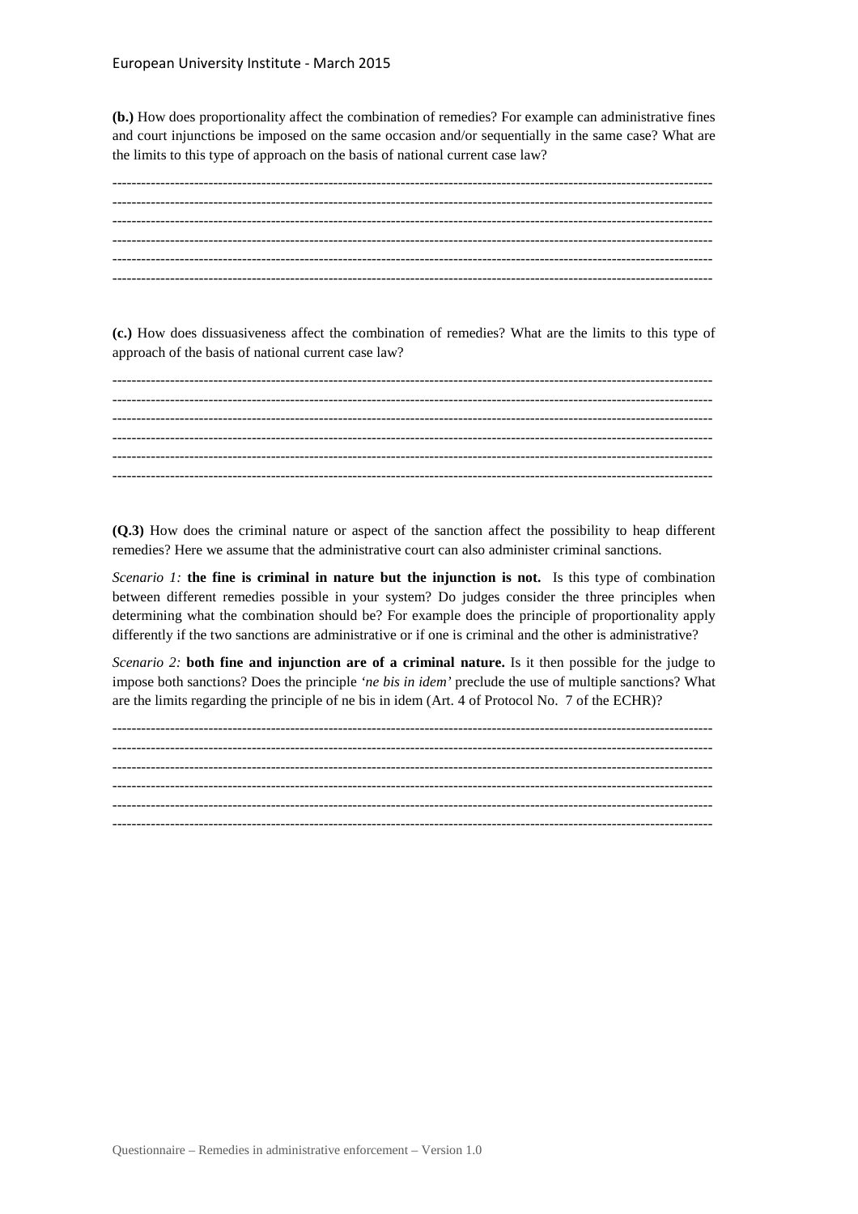**(b.)** How does proportionality affect the combination of remedies? For example can administrative fines and court injunctions be imposed on the same occasion and/or sequentially in the same case? What are the limits to this type of approach on the basis of national current case law?

---

---

---

---

---

---

**(c.)** How does dissuasiveness affect the combination of remedies? What are the limits to this type of approach of the basis of national current case law?

---

---

---

---

---

---

**(Q.3)** How does the criminal nature or aspect of the sanction affect the possibility to heap different remedies? Here we assume that the administrative court can also administer criminal sanctions.

*Scenario 1:* **the fine is criminal in nature but the injunction is not.** Is this type of combination between different remedies possible in your system? Do judges consider the three principles when determining what the combination should be? For example does the principle of proportionality apply differently if the two sanctions are administrative or if one is criminal and the other is administrative?

*Scenario 2:* **both fine and injunction are of a criminal nature.** Is it then possible for the judge to impose both sanctions? Does the principle *'ne bis in idem'* preclude the use of multiple sanctions? What are the limits regarding the principle of ne bis in idem (Art. 4 of Protocol No. 7 of the ECHR)?

---

---

---

---

---

---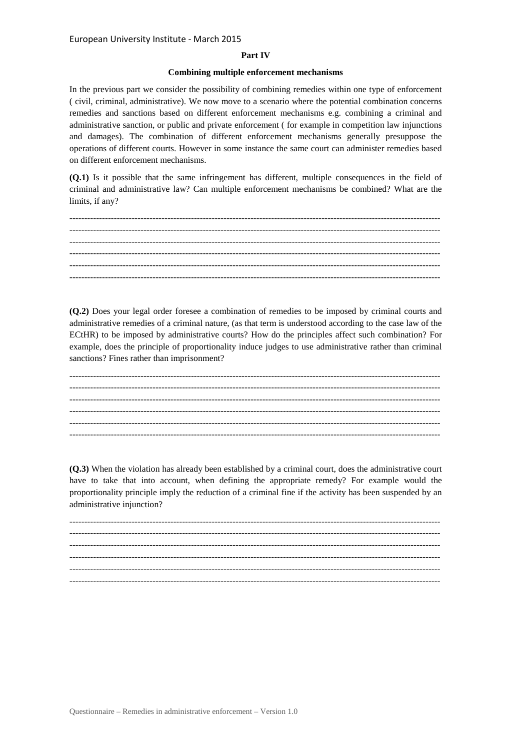**Part IV**

**Combining multiple enforcement mechanisms**

In the previous part we consider the possibility of combining remedies within one type of enforcement ( civil, criminal, administrative). We now move to a scenario where the potential combination concerns remedies and sanctions based on different enforcement mechanisms e.g. combining a criminal and administrative sanction, or public and private enforcement ( for example in competition law injunctions and damages). The combination of different enforcement mechanisms generally presuppose the operations of different courts. However in some instance the same court can administer remedies based on different enforcement mechanisms.

**(Q.1)** Is it possible that the same infringement has different, multiple consequences in the field of criminal and administrative law? Can multiple enforcement mechanisms be combined? What are the limits, if any?

---

**(Q.2)** Does your legal order foresee a combination of remedies to be imposed by criminal courts and administrative remedies of a criminal nature, (as that term is understood according to the case law of the ECtHR) to be imposed by administrative courts? How do the principles affect such combination? For example, does the principle of proportionality induce judges to use administrative rather than criminal sanctions? Fines rather than imprisonment?

---

**(Q.3)** When the violation has already been established by a criminal court, does the administrative court have to take that into account, when defining the appropriate remedy? For example would the proportionality principle imply the reduction of a criminal fine if the activity has been suspended by an administrative injunction?

---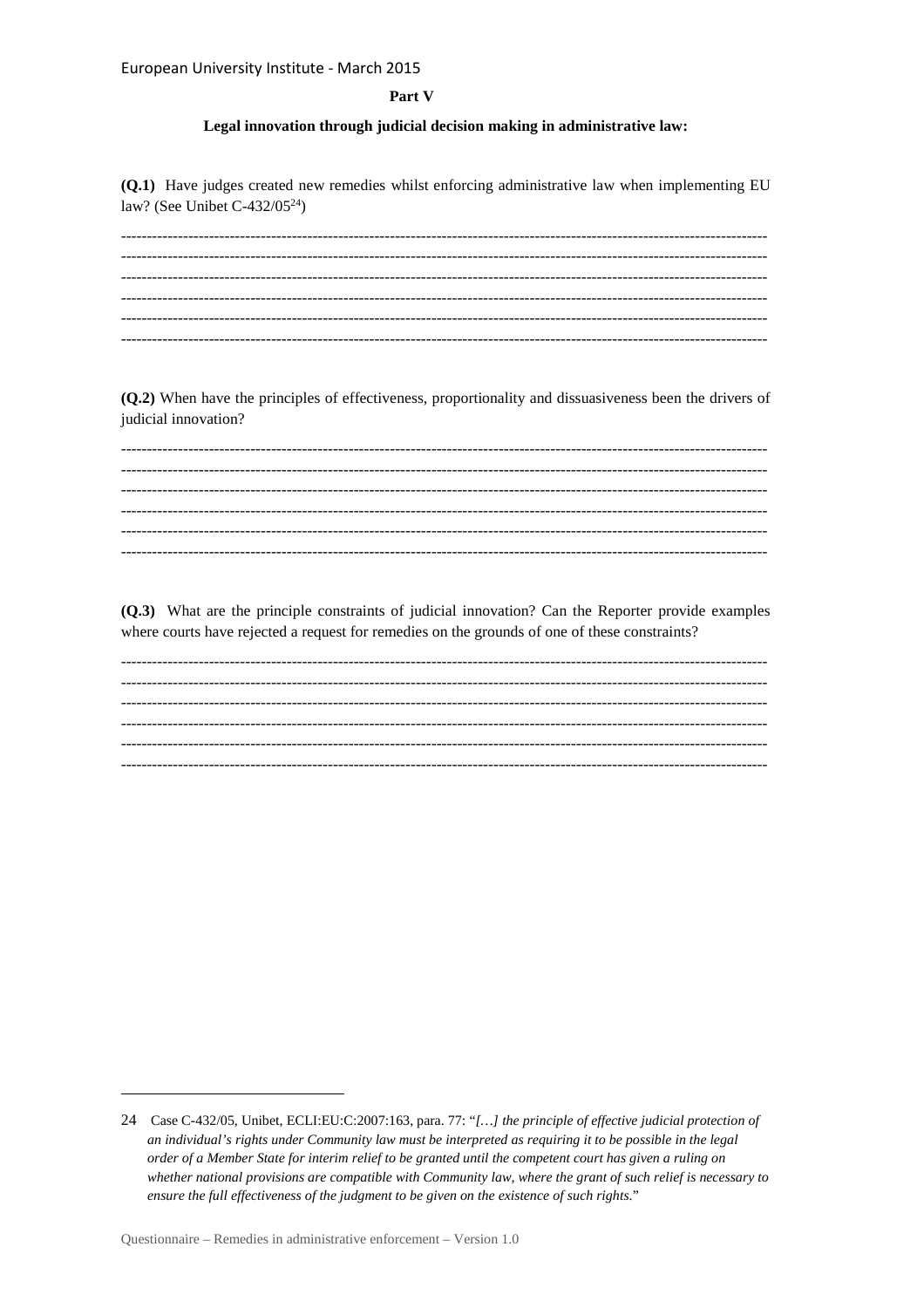**Part V**

**Legal innovation through judicial decision making in administrative law:**

**(Q.1)** Have judges created new remedies whilst enforcing administrative law when implementing EU law? (See Unibet C-432/05[24])

---

**(Q.2)** When have the principles of effectiveness, proportionality and dissuasiveness been the drivers of judicial innovation?

---

**(Q.3)** What are the principle constraints of judicial innovation? Can the Reporter provide examples where courts have rejected a request for remedies on the grounds of one of these constraints?

---

24 Case C-432/05, Unibet, ECLI:EU:C:2007:163, para. 77: "*[…] the principle of effective judicial protection of an individual's rights under Community law must be interpreted as requiring it to be possible in the legal order of a Member State for interim relief to be granted until the competent court has given a ruling on whether national provisions are compatible with Community law, where the grant of such relief is necessary to ensure the full effectiveness of the judgment to be given on the existence of such rights.*"